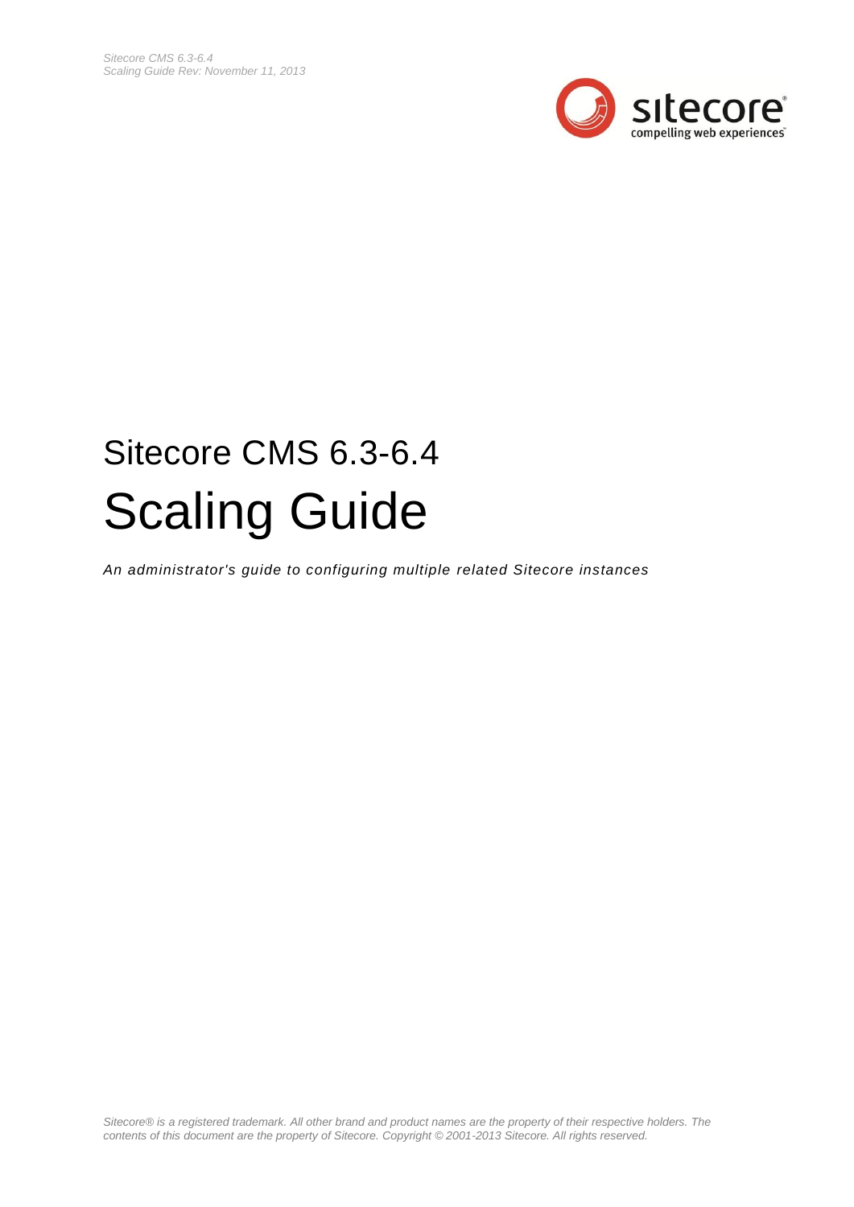# Sitecore CMS 6.3-6.4

# Scaling Guide

*An administrator's guide to configuring multiple related Sitecore instances*

*Sitecore® is a registered trademark. All other brand and product names are the property of their respective holders. The contents of this document are the property of Sitecore. Copyright © 2001-2013 Sitecore. All rights reserved.*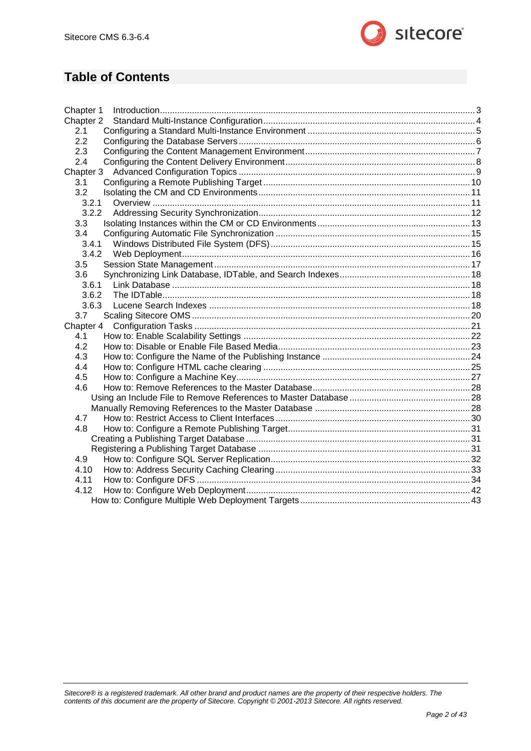## Table of Contents

Chapter 1 Introduction .... 3
Chapter 2 Standard Multi-Instance Configuration .... 4
- 2.1 Configuring a Standard Multi-Instance Environment .... 5
- 2.2 Configuring the Database Servers .... 6
- 2.3 Configuring the Content Management Environment .... 7
- 2.4 Configuring the Content Delivery Environment .... 8

Chapter 3 Advanced Configuration Topics .... 9
- 3.1 Configuring a Remote Publishing Target .... 10
- 3.2 Isolating the CM and CD Environments .... 11
  - 3.2.1 Overview .... 11
  - 3.2.2 Addressing Security Synchronization .... 12
- 3.3 Isolating Instances within the CM or CD Environments .... 13
- 3.4 Configuring Automatic File Synchronization .... 15
  - 3.4.1 Windows Distributed File System (DFS) .... 15
  - 3.4.2 Web Deployment .... 16
- 3.5 Session State Management .... 17
- 3.6 Synchronizing Link Database, IDTable, and Search Indexes .... 18
  - 3.6.1 Link Database .... 18
  - 3.6.2 The IDTable .... 18
  - 3.6.3 Lucene Search Indexes .... 18
- 3.7 Scaling Sitecore OMS .... 20

Chapter 4 Configuration Tasks .... 21
- 4.1 How to: Enable Scalability Settings .... 22
- 4.2 How to: Disable or Enable File Based Media .... 23
- 4.3 How to: Configure the Name of the Publishing Instance .... 24
- 4.4 How to: Configure HTML cache clearing .... 25
- 4.5 How to: Configure a Machine Key .... 27
- 4.6 How to: Remove References to the Master Database .... 28
  - Using an Include File to Remove References to Master Database .... 28
  - Manually Removing References to the Master Database .... 28
- 4.7 How to: Restrict Access to Client Interfaces .... 30
- 4.8 How to: Configure a Remote Publishing Target .... 31
  - Creating a Publishing Target Database .... 31
  - Registering a Publishing Target Database .... 31
- 4.9 How to: Configure SQL Server Replication .... 32
- 4.10 How to: Address Security Caching Clearing .... 33
- 4.11 How to: Configure DFS .... 34
- 4.12 How to: Configure Web Deployment .... 42
  - How to: Configure Multiple Web Deployment Targets .... 43

*Sitecore® is a registered trademark. All other brand and product names are the property of their respective holders. The contents of this document are the property of Sitecore. Copyright © 2001-2013 Sitecore. All rights reserved.*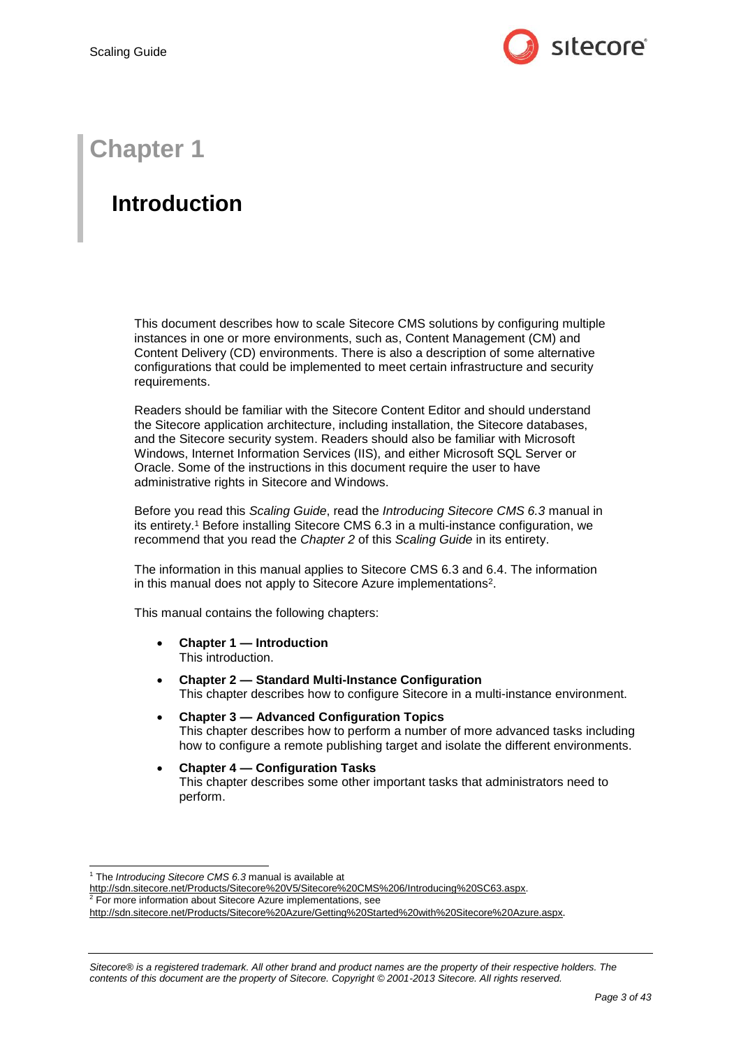# Chapter 1

## Introduction

This document describes how to scale Sitecore CMS solutions by configuring multiple instances in one or more environments, such as, Content Management (CM) and Content Delivery (CD) environments. There is also a description of some alternative configurations that could be implemented to meet certain infrastructure and security requirements.

Readers should be familiar with the Sitecore Content Editor and should understand the Sitecore application architecture, including installation, the Sitecore databases, and the Sitecore security system. Readers should also be familiar with Microsoft Windows, Internet Information Services (IIS), and either Microsoft SQL Server or Oracle. Some of the instructions in this document require the user to have administrative rights in Sitecore and Windows.

Before you read this *Scaling Guide*, read the *Introducing Sitecore CMS 6.3* manual in its entirety.[1] Before installing Sitecore CMS 6.3 in a multi-instance configuration, we recommend that you read the *Chapter 2* of this *Scaling Guide* in its entirety.

The information in this manual applies to Sitecore CMS 6.3 and 6.4. The information in this manual does not apply to Sitecore Azure implementations[2].

This manual contains the following chapters:

- **Chapter 1 — Introduction**
  This introduction.
- **Chapter 2 — Standard Multi-Instance Configuration**
  This chapter describes how to configure Sitecore in a multi-instance environment.
- **Chapter 3 — Advanced Configuration Topics**
  This chapter describes how to perform a number of more advanced tasks including how to configure a remote publishing target and isolate the different environments.
- **Chapter 4 — Configuration Tasks**
  This chapter describes some other important tasks that administrators need to perform.

[1] The *Introducing Sitecore CMS 6.3* manual is available at http://sdn.sitecore.net/Products/Sitecore%20V5/Sitecore%20CMS%206/Introducing%20SC63.aspx.

[2] For more information about Sitecore Azure implementations, see http://sdn.sitecore.net/Products/Sitecore%20Azure/Getting%20Started%20with%20Sitecore%20Azure.aspx.

*Sitecore® is a registered trademark. All other brand and product names are the property of their respective holders. The contents of this document are the property of Sitecore. Copyright © 2001-2013 Sitecore. All rights reserved.*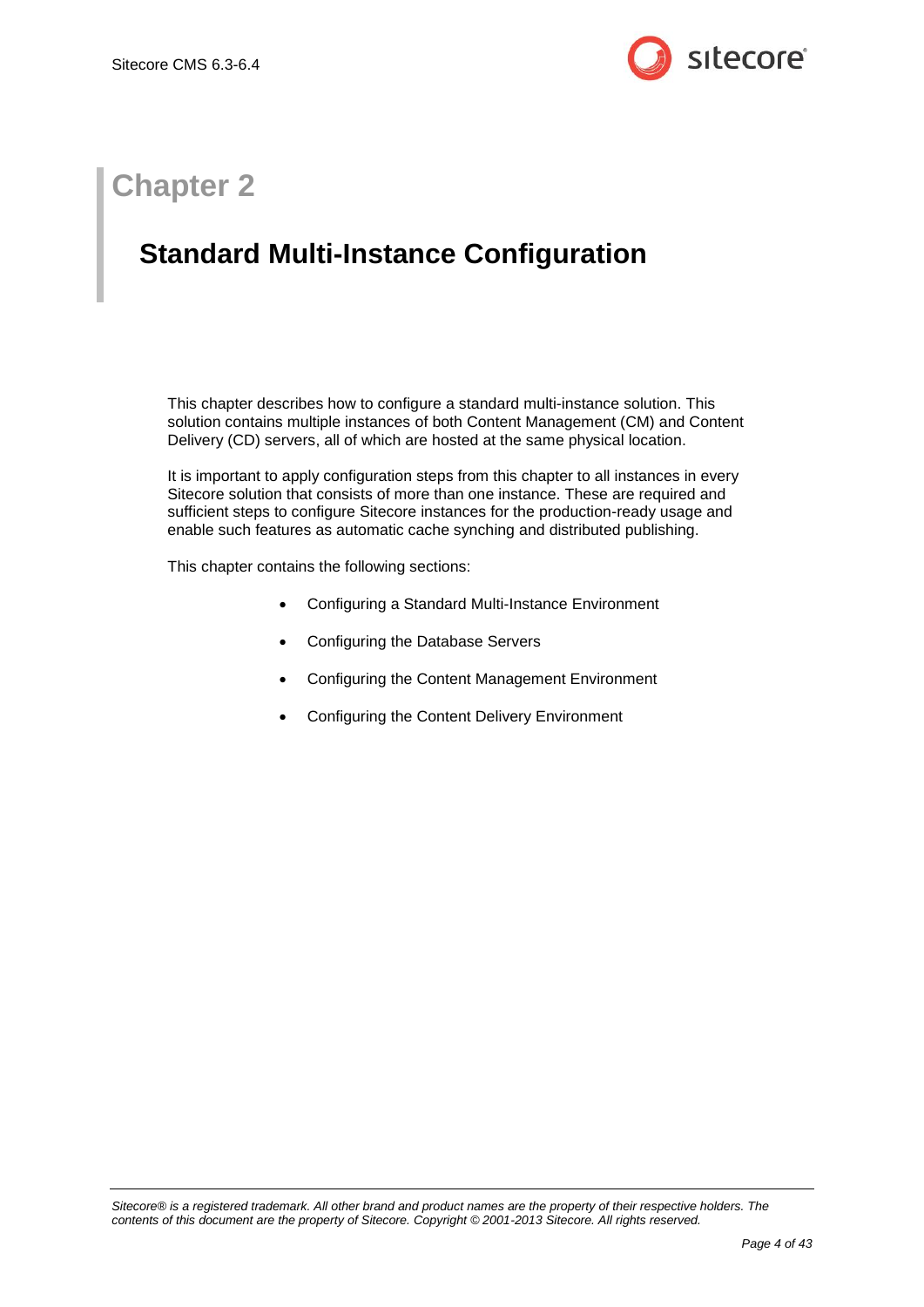# Chapter 2

## Standard Multi-Instance Configuration

This chapter describes how to configure a standard multi-instance solution. This solution contains multiple instances of both Content Management (CM) and Content Delivery (CD) servers, all of which are hosted at the same physical location.

It is important to apply configuration steps from this chapter to all instances in every Sitecore solution that consists of more than one instance. These are required and sufficient steps to configure Sitecore instances for the production-ready usage and enable such features as automatic cache synching and distributed publishing.

This chapter contains the following sections:

- Configuring a Standard Multi-Instance Environment
- Configuring the Database Servers
- Configuring the Content Management Environment
- Configuring the Content Delivery Environment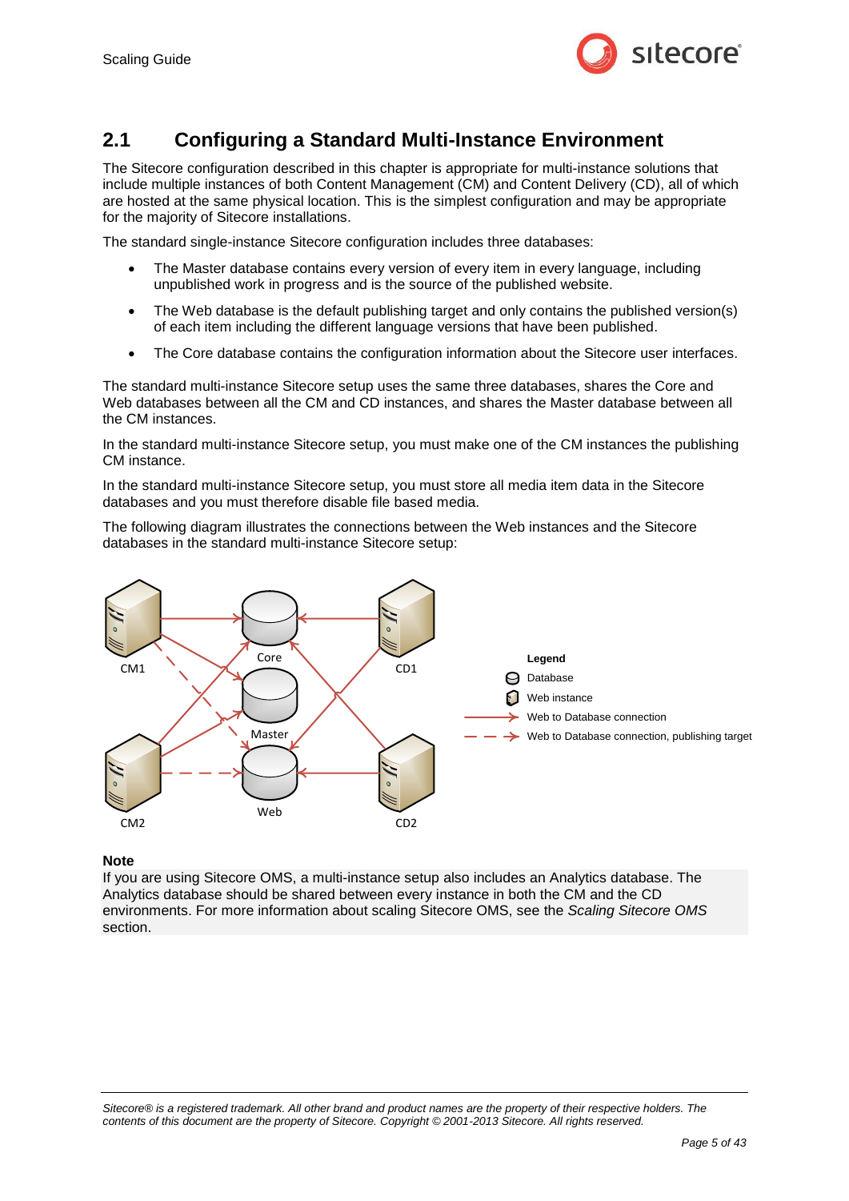## 2.1 Configuring a Standard Multi-Instance Environment

The Sitecore configuration described in this chapter is appropriate for multi-instance solutions that include multiple instances of both Content Management (CM) and Content Delivery (CD), all of which are hosted at the same physical location. This is the simplest configuration and may be appropriate for the majority of Sitecore installations.

The standard single-instance Sitecore configuration includes three databases:

- The Master database contains every version of every item in every language, including unpublished work in progress and is the source of the published website.
- The Web database is the default publishing target and only contains the published version(s) of each item including the different language versions that have been published.
- The Core database contains the configuration information about the Sitecore user interfaces.

The standard multi-instance Sitecore setup uses the same three databases, shares the Core and Web databases between all the CM and CD instances, and shares the Master database between all the CM instances.

In the standard multi-instance Sitecore setup, you must make one of the CM instances the publishing CM instance.

In the standard multi-instance Sitecore setup, you must store all media item data in the Sitecore databases and you must therefore disable file based media.

The following diagram illustrates the connections between the Web instances and the Sitecore databases in the standard multi-instance Sitecore setup:

CM1 Core CD1 Master CM2 Web CD2

**Legend**
- Database
- Web instance
- Web to Database connection
- Web to Database connection, publishing target

**Note**
If you are using Sitecore OMS, a multi-instance setup also includes an Analytics database. The Analytics database should be shared between every instance in both the CM and the CD environments. For more information about scaling Sitecore OMS, see the *Scaling Sitecore OMS* section.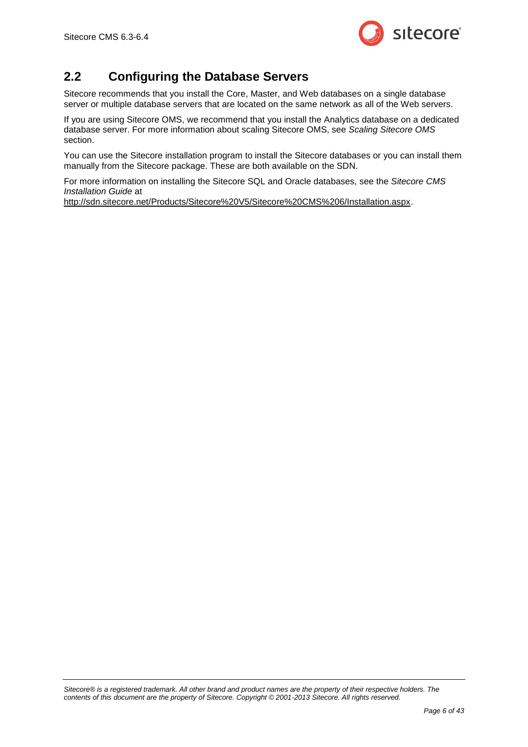## 2.2 Configuring the Database Servers

Sitecore recommends that you install the Core, Master, and Web databases on a single database server or multiple database servers that are located on the same network as all of the Web servers.

If you are using Sitecore OMS, we recommend that you install the Analytics database on a dedicated database server. For more information about scaling Sitecore OMS, see *Scaling Sitecore OMS* section.

You can use the Sitecore installation program to install the Sitecore databases or you can install them manually from the Sitecore package. These are both available on the SDN.

For more information on installing the Sitecore SQL and Oracle databases, see the *Sitecore CMS Installation Guide* at http://sdn.sitecore.net/Products/Sitecore%20V5/Sitecore%20CMS%206/Installation.aspx.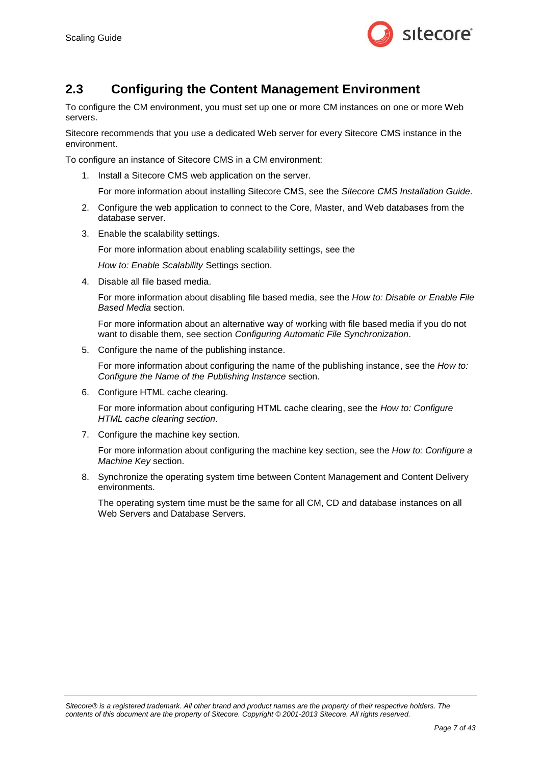## 2.3 Configuring the Content Management Environment

To configure the CM environment, you must set up one or more CM instances on one or more Web servers.

Sitecore recommends that you use a dedicated Web server for every Sitecore CMS instance in the environment.

To configure an instance of Sitecore CMS in a CM environment:

1. Install a Sitecore CMS web application on the server.

   For more information about installing Sitecore CMS, see the *Sitecore CMS Installation Guide.*

2. Configure the web application to connect to the Core, Master, and Web databases from the database server.

3. Enable the scalability settings.

   For more information about enabling scalability settings, see the

   *How to: Enable Scalability* Settings section.

4. Disable all file based media.

   For more information about disabling file based media, see the *How to: Disable or Enable File Based Media* section.

   For more information about an alternative way of working with file based media if you do not want to disable them, see section *Configuring Automatic File Synchronization*.

5. Configure the name of the publishing instance.

   For more information about configuring the name of the publishing instance, see the *How to: Configure the Name of the Publishing Instance* section.

6. Configure HTML cache clearing.

   For more information about configuring HTML cache clearing, see the *How to: Configure HTML cache clearing section*.

7. Configure the machine key section.

   For more information about configuring the machine key section, see the *How to: Configure a Machine Key* section.

8. Synchronize the operating system time between Content Management and Content Delivery environments.

   The operating system time must be the same for all CM, CD and database instances on all Web Servers and Database Servers.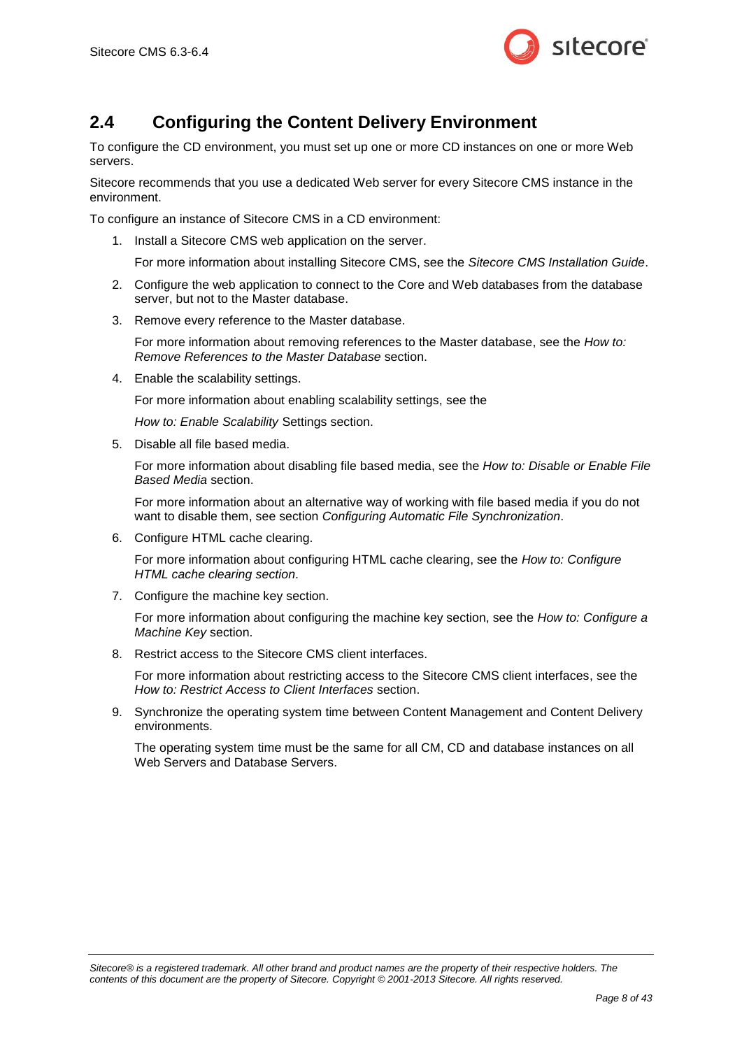## 2.4 Configuring the Content Delivery Environment

To configure the CD environment, you must set up one or more CD instances on one or more Web servers.

Sitecore recommends that you use a dedicated Web server for every Sitecore CMS instance in the environment.

To configure an instance of Sitecore CMS in a CD environment:

1. Install a Sitecore CMS web application on the server.

   For more information about installing Sitecore CMS, see the *Sitecore CMS Installation Guide*.

2. Configure the web application to connect to the Core and Web databases from the database server, but not to the Master database.

3. Remove every reference to the Master database.

   For more information about removing references to the Master database, see the *How to: Remove References to the Master Database* section.

4. Enable the scalability settings.

   For more information about enabling scalability settings, see the

   *How to: Enable Scalability* Settings section.

5. Disable all file based media.

   For more information about disabling file based media, see the *How to: Disable or Enable File Based Media* section.

   For more information about an alternative way of working with file based media if you do not want to disable them, see section *Configuring Automatic File Synchronization*.

6. Configure HTML cache clearing.

   For more information about configuring HTML cache clearing, see the *How to: Configure HTML cache clearing section*.

7. Configure the machine key section.

   For more information about configuring the machine key section, see the *How to: Configure a Machine Key* section.

8. Restrict access to the Sitecore CMS client interfaces.

   For more information about restricting access to the Sitecore CMS client interfaces, see the *How to: Restrict Access to Client Interfaces* section.

9. Synchronize the operating system time between Content Management and Content Delivery environments.

   The operating system time must be the same for all CM, CD and database instances on all Web Servers and Database Servers.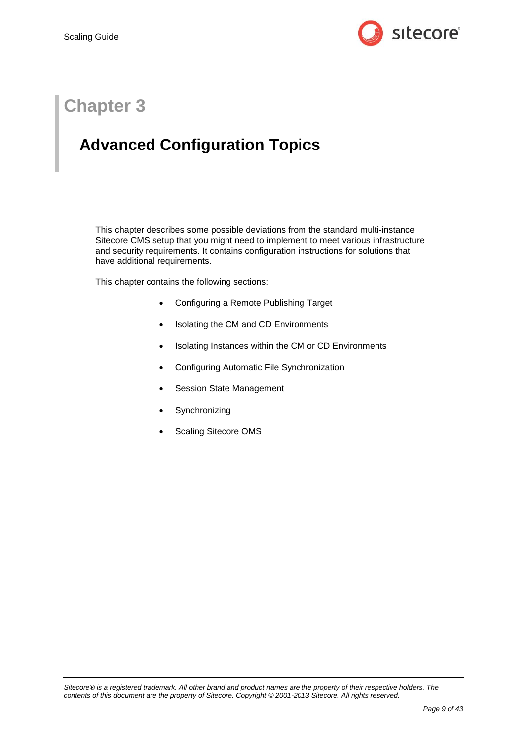# Chapter 3

## Advanced Configuration Topics

This chapter describes some possible deviations from the standard multi-instance Sitecore CMS setup that you might need to implement to meet various infrastructure and security requirements. It contains configuration instructions for solutions that have additional requirements.

This chapter contains the following sections:

- Configuring a Remote Publishing Target
- Isolating the CM and CD Environments
- Isolating Instances within the CM or CD Environments
- Configuring Automatic File Synchronization
- Session State Management
- Synchronizing
- Scaling Sitecore OMS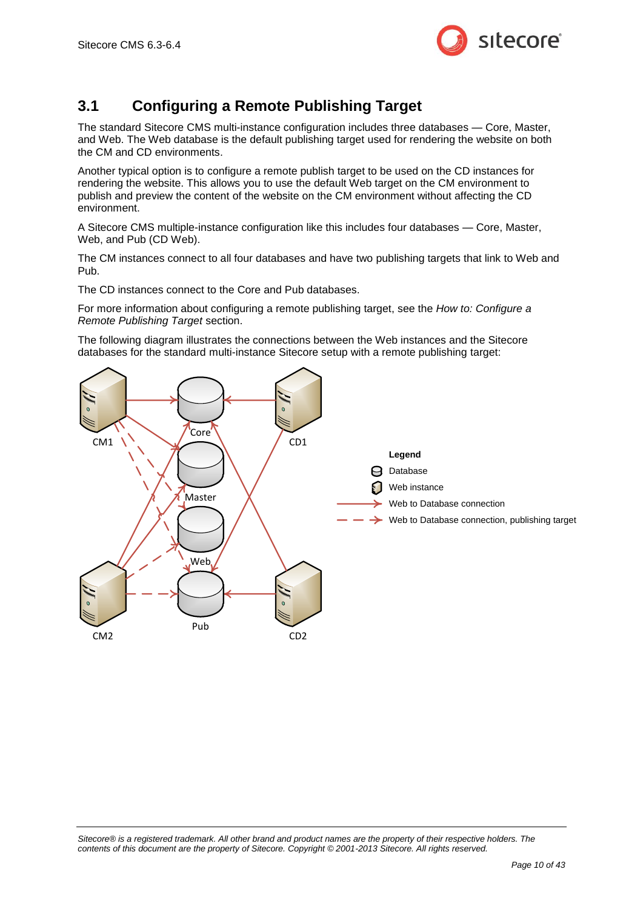## 3.1 Configuring a Remote Publishing Target

The standard Sitecore CMS multi-instance configuration includes three databases — Core, Master, and Web. The Web database is the default publishing target used for rendering the website on both the CM and CD environments.

Another typical option is to configure a remote publish target to be used on the CD instances for rendering the website. This allows you to use the default Web target on the CM environment to publish and preview the content of the website on the CM environment without affecting the CD environment.

A Sitecore CMS multiple-instance configuration like this includes four databases — Core, Master, Web, and Pub (CD Web).

The CM instances connect to all four databases and have two publishing targets that link to Web and Pub.

The CD instances connect to the Core and Pub databases.

For more information about configuring a remote publishing target, see the *How to: Configure a Remote Publishing Target* section.

The following diagram illustrates the connections between the Web instances and the Sitecore databases for the standard multi-instance Sitecore setup with a remote publishing target: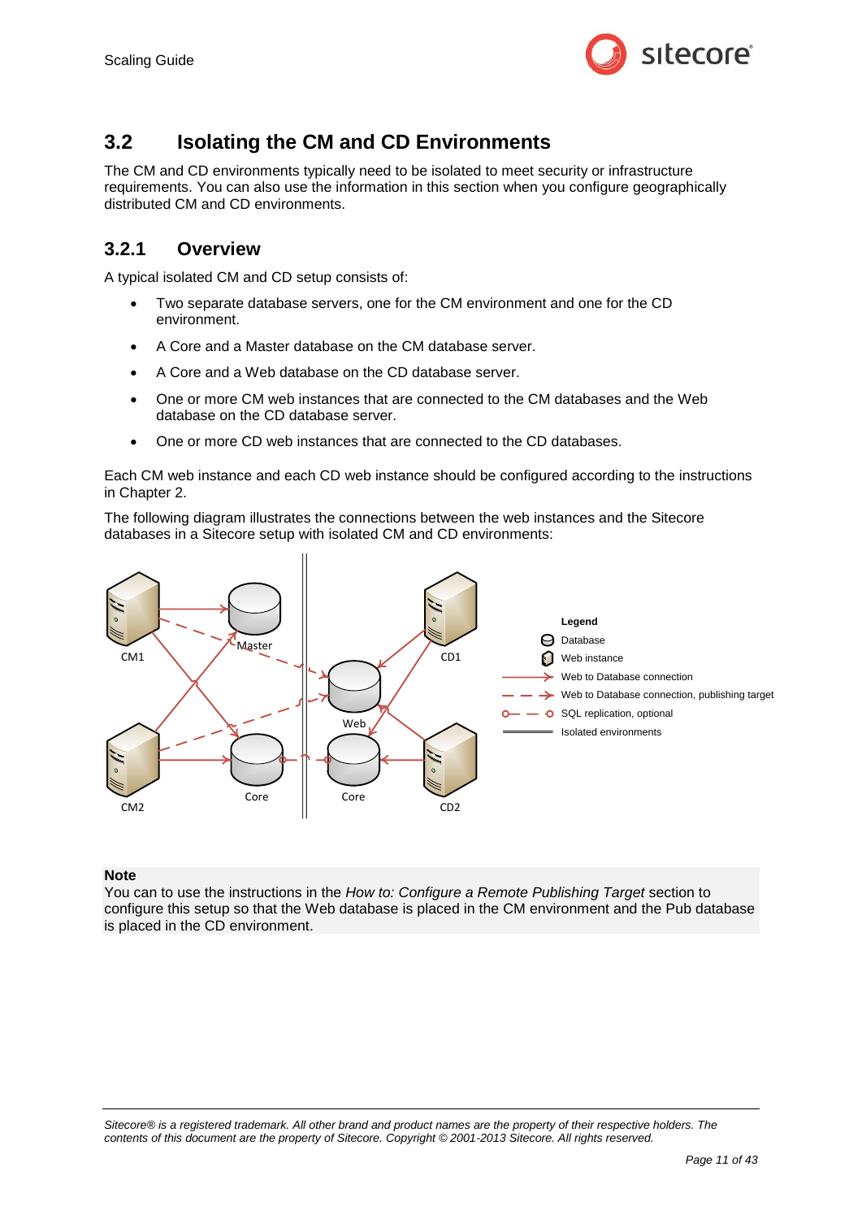## 3.2 Isolating the CM and CD Environments

The CM and CD environments typically need to be isolated to meet security or infrastructure requirements. You can also use the information in this section when you configure geographically distributed CM and CD environments.

### 3.2.1 Overview

A typical isolated CM and CD setup consists of:

- Two separate database servers, one for the CM environment and one for the CD environment.
- A Core and a Master database on the CM database server.
- A Core and a Web database on the CD database server.
- One or more CM web instances that are connected to the CM databases and the Web database on the CD database server.
- One or more CD web instances that are connected to the CD databases.

Each CM web instance and each CD web instance should be configured according to the instructions in Chapter 2.

The following diagram illustrates the connections between the web instances and the Sitecore databases in a Sitecore setup with isolated CM and CD environments:

**Note**
You can to use the instructions in the *How to: Configure a Remote Publishing Target* section to configure this setup so that the Web database is placed in the CM environment and the Pub database is placed in the CD environment.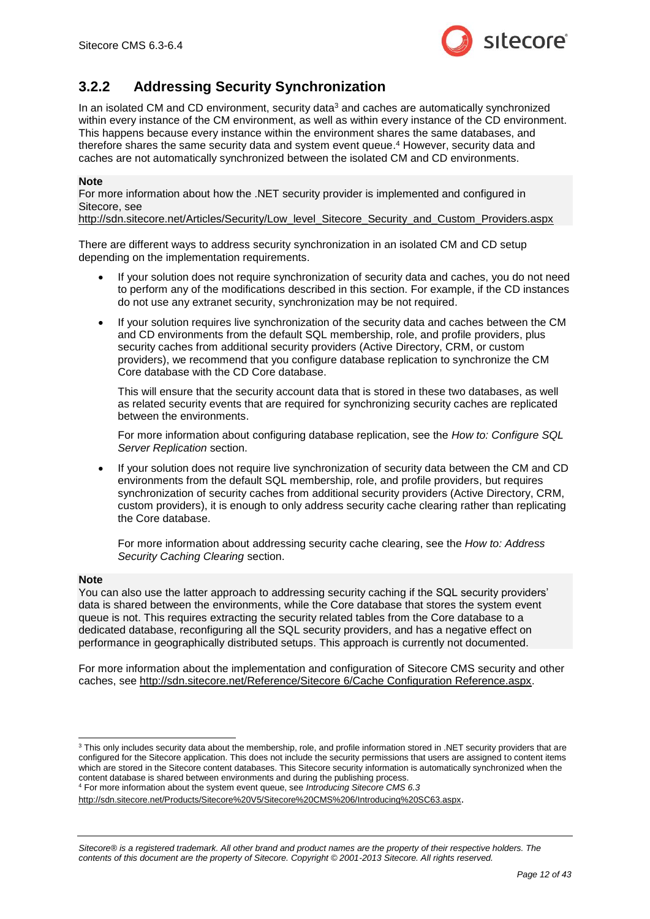### 3.2.2 Addressing Security Synchronization

In an isolated CM and CD environment, security data[3] and caches are automatically synchronized within every instance of the CM environment, as well as within every instance of the CD environment. This happens because every instance within the environment shares the same databases, and therefore shares the same security data and system event queue.[4] However, security data and caches are not automatically synchronized between the isolated CM and CD environments.

**Note**
For more information about how the .NET security provider is implemented and configured in Sitecore, see
http://sdn.sitecore.net/Articles/Security/Low_level_Sitecore_Security_and_Custom_Providers.aspx

There are different ways to address security synchronization in an isolated CM and CD setup depending on the implementation requirements.

- If your solution does not require synchronization of security data and caches, you do not need to perform any of the modifications described in this section. For example, if the CD instances do not use any extranet security, synchronization may be not required.

- If your solution requires live synchronization of the security data and caches between the CM and CD environments from the default SQL membership, role, and profile providers, plus security caches from additional security providers (Active Directory, CRM, or custom providers), we recommend that you configure database replication to synchronize the CM Core database with the CD Core database.

  This will ensure that the security account data that is stored in these two databases, as well as related security events that are required for synchronizing security caches are replicated between the environments.

  For more information about configuring database replication, see the *How to: Configure SQL Server Replication* section.

- If your solution does not require live synchronization of security data between the CM and CD environments from the default SQL membership, role, and profile providers, but requires synchronization of security caches from additional security providers (Active Directory, CRM, custom providers), it is enough to only address security cache clearing rather than replicating the Core database.

  For more information about addressing security cache clearing, see the *How to: Address Security Caching Clearing* section.

**Note**
You can also use the latter approach to addressing security caching if the SQL security providers' data is shared between the environments, while the Core database that stores the system event queue is not. This requires extracting the security related tables from the Core database to a dedicated database, reconfiguring all the SQL security providers, and has a negative effect on performance in geographically distributed setups. This approach is currently not documented.

For more information about the implementation and configuration of Sitecore CMS security and other caches, see http://sdn.sitecore.net/Reference/Sitecore 6/Cache Configuration Reference.aspx.

---

[3] This only includes security data about the membership, role, and profile information stored in .NET security providers that are configured for the Sitecore application. This does not include the security permissions that users are assigned to content items which are stored in the Sitecore content databases. This Sitecore security information is automatically synchronized when the content database is shared between environments and during the publishing process.

[4] For more information about the system event queue, see *Introducing Sitecore CMS 6.3*
http://sdn.sitecore.net/Products/Sitecore%20V5/Sitecore%20CMS%206/Introducing%20SC63.aspx.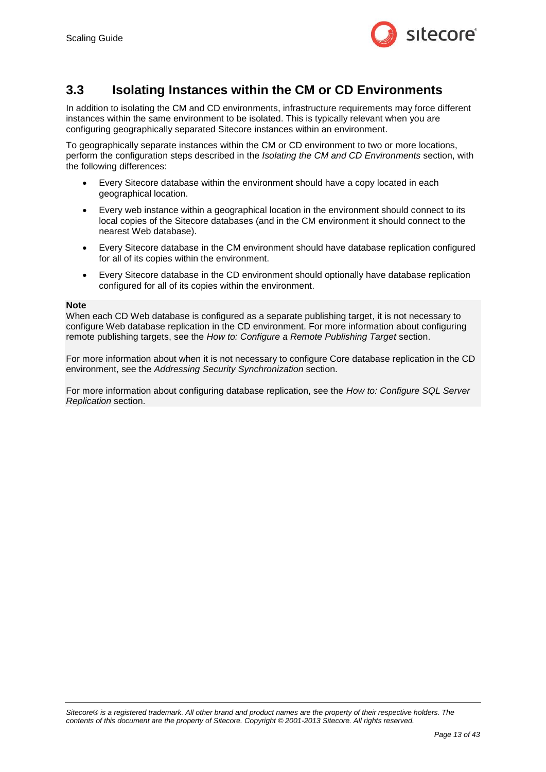## 3.3 Isolating Instances within the CM or CD Environments

In addition to isolating the CM and CD environments, infrastructure requirements may force different instances within the same environment to be isolated. This is typically relevant when you are configuring geographically separated Sitecore instances within an environment.

To geographically separate instances within the CM or CD environment to two or more locations, perform the configuration steps described in the *Isolating the CM and CD Environments* section, with the following differences:

- Every Sitecore database within the environment should have a copy located in each geographical location.
- Every web instance within a geographical location in the environment should connect to its local copies of the Sitecore databases (and in the CM environment it should connect to the nearest Web database).
- Every Sitecore database in the CM environment should have database replication configured for all of its copies within the environment.
- Every Sitecore database in the CD environment should optionally have database replication configured for all of its copies within the environment.

**Note**
When each CD Web database is configured as a separate publishing target, it is not necessary to configure Web database replication in the CD environment. For more information about configuring remote publishing targets, see the *How to: Configure a Remote Publishing Target* section.

For more information about when it is not necessary to configure Core database replication in the CD environment, see the *Addressing Security Synchronization* section.

For more information about configuring database replication, see the *How to: Configure SQL Server Replication* section.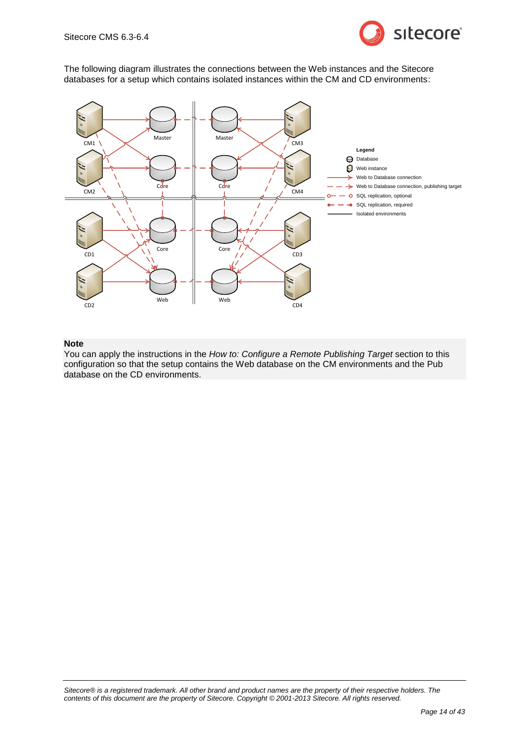The following diagram illustrates the connections between the Web instances and the Sitecore databases for a setup which contains isolated instances within the CM and CD environments:

**Note**

You can apply the instructions in the *How to: Configure a Remote Publishing Target* section to this configuration so that the setup contains the Web database on the CM environments and the Pub database on the CD environments.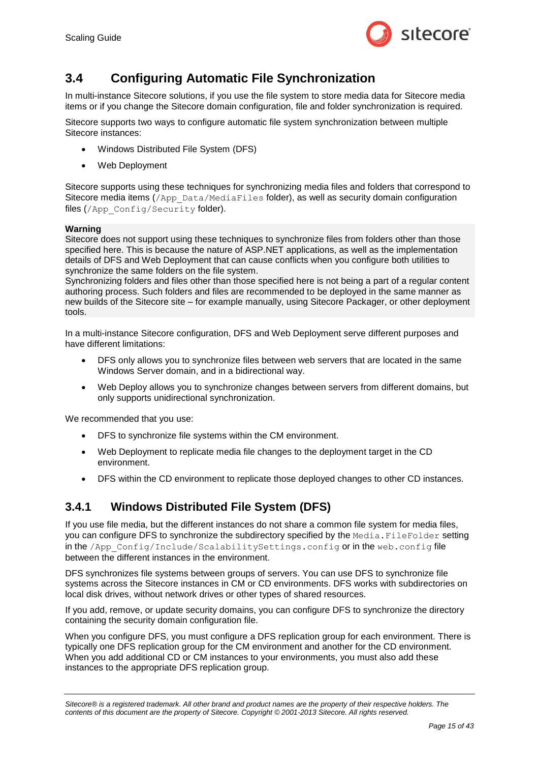## 3.4 Configuring Automatic File Synchronization

In multi-instance Sitecore solutions, if you use the file system to store media data for Sitecore media items or if you change the Sitecore domain configuration, file and folder synchronization is required.

Sitecore supports two ways to configure automatic file system synchronization between multiple Sitecore instances:

- Windows Distributed File System (DFS)
- Web Deployment

Sitecore supports using these techniques for synchronizing media files and folders that correspond to Sitecore media items (`/App_Data/MediaFiles` folder), as well as security domain configuration files (`/App_Config/Security` folder).

**Warning**
Sitecore does not support using these techniques to synchronize files from folders other than those specified here. This is because the nature of ASP.NET applications, as well as the implementation details of DFS and Web Deployment that can cause conflicts when you configure both utilities to synchronize the same folders on the file system.
Synchronizing folders and files other than those specified here is not being a part of a regular content authoring process. Such folders and files are recommended to be deployed in the same manner as new builds of the Sitecore site – for example manually, using Sitecore Packager, or other deployment tools.

In a multi-instance Sitecore configuration, DFS and Web Deployment serve different purposes and have different limitations:

- DFS only allows you to synchronize files between web servers that are located in the same Windows Server domain, and in a bidirectional way.
- Web Deploy allows you to synchronize changes between servers from different domains, but only supports unidirectional synchronization.

We recommended that you use:

- DFS to synchronize file systems within the CM environment.
- Web Deployment to replicate media file changes to the deployment target in the CD environment.
- DFS within the CD environment to replicate those deployed changes to other CD instances.

### 3.4.1 Windows Distributed File System (DFS)

If you use file media, but the different instances do not share a common file system for media files, you can configure DFS to synchronize the subdirectory specified by the `Media.FileFolder` setting in the `/App_Config/Include/ScalabilitySettings.config` or in the `web.config` file between the different instances in the environment.

DFS synchronizes file systems between groups of servers. You can use DFS to synchronize file systems across the Sitecore instances in CM or CD environments. DFS works with subdirectories on local disk drives, without network drives or other types of shared resources.

If you add, remove, or update security domains, you can configure DFS to synchronize the directory containing the security domain configuration file.

When you configure DFS, you must configure a DFS replication group for each environment. There is typically one DFS replication group for the CM environment and another for the CD environment. When you add additional CD or CM instances to your environments, you must also add these instances to the appropriate DFS replication group.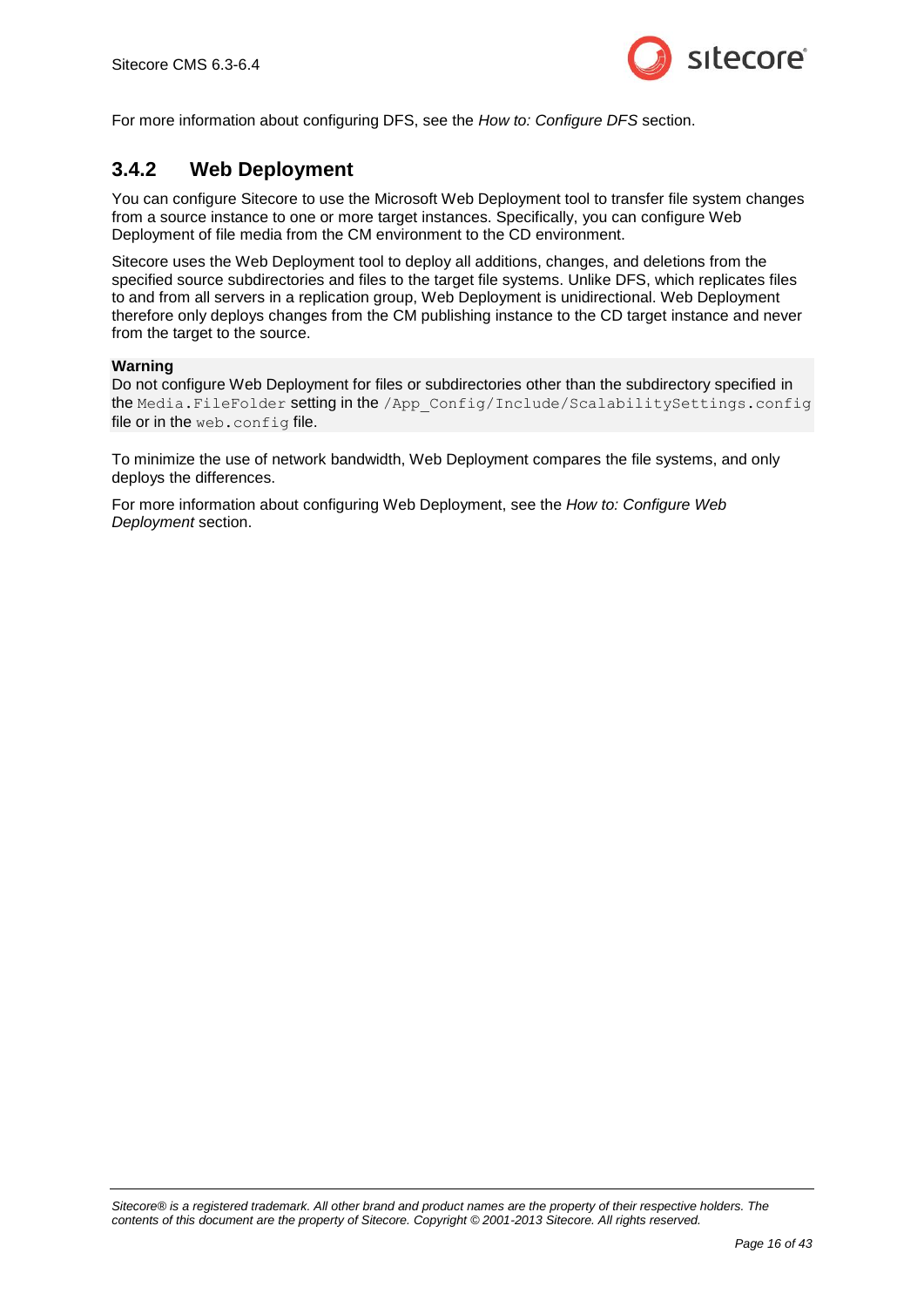For more information about configuring DFS, see the *How to: Configure DFS* section.

### 3.4.2 Web Deployment

You can configure Sitecore to use the Microsoft Web Deployment tool to transfer file system changes from a source instance to one or more target instances. Specifically, you can configure Web Deployment of file media from the CM environment to the CD environment.

Sitecore uses the Web Deployment tool to deploy all additions, changes, and deletions from the specified source subdirectories and files to the target file systems. Unlike DFS, which replicates files to and from all servers in a replication group, Web Deployment is unidirectional. Web Deployment therefore only deploys changes from the CM publishing instance to the CD target instance and never from the target to the source.

**Warning**
Do not configure Web Deployment for files or subdirectories other than the subdirectory specified in the `Media.FileFolder` setting in the `/App_Config/Include/ScalabilitySettings.config` file or in the `web.config` file.

To minimize the use of network bandwidth, Web Deployment compares the file systems, and only deploys the differences.

For more information about configuring Web Deployment, see the *How to: Configure Web Deployment* section.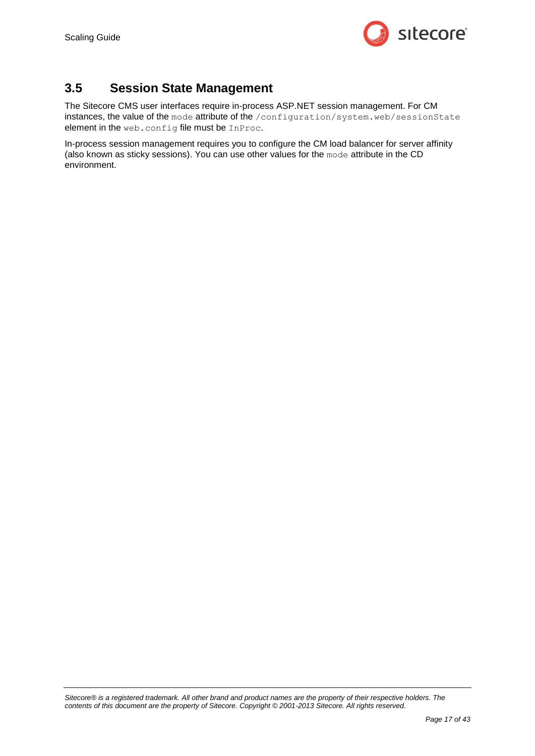## 3.5 Session State Management

The Sitecore CMS user interfaces require in-process ASP.NET session management. For CM instances, the value of the `mode` attribute of the `/configuration/system.web/sessionState` element in the `web.config` file must be `InProc`.

In-process session management requires you to configure the CM load balancer for server affinity (also known as sticky sessions). You can use other values for the `mode` attribute in the CD environment.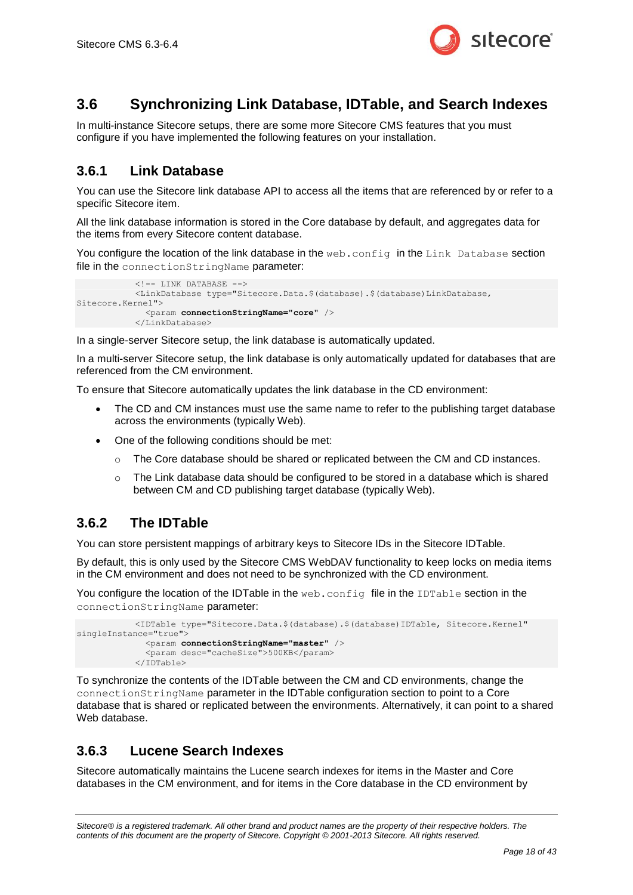## 3.6 Synchronizing Link Database, IDTable, and Search Indexes

In multi-instance Sitecore setups, there are some more Sitecore CMS features that you must configure if you have implemented the following features on your installation.

### 3.6.1 Link Database

You can use the Sitecore link database API to access all the items that are referenced by or refer to a specific Sitecore item.

All the link database information is stored in the Core database by default, and aggregates data for the items from every Sitecore content database.

You configure the location of the link database in the `web.config` in the `Link Database` section file in the `connectionStringName` parameter:

```
            <!-- LINK DATABASE -->
            <LinkDatabase type="Sitecore.Data.$(database).$(database)LinkDatabase,
Sitecore.Kernel">
              <param connectionStringName="core" />
            </LinkDatabase>
```

In a single-server Sitecore setup, the link database is automatically updated.

In a multi-server Sitecore setup, the link database is only automatically updated for databases that are referenced from the CM environment.

To ensure that Sitecore automatically updates the link database in the CD environment:

- The CD and CM instances must use the same name to refer to the publishing target database across the environments (typically Web).
- One of the following conditions should be met:
  - The Core database should be shared or replicated between the CM and CD instances.
  - The Link database data should be configured to be stored in a database which is shared between CM and CD publishing target database (typically Web).

### 3.6.2 The IDTable

You can store persistent mappings of arbitrary keys to Sitecore IDs in the Sitecore IDTable.

By default, this is only used by the Sitecore CMS WebDAV functionality to keep locks on media items in the CM environment and does not need to be synchronized with the CD environment.

You configure the location of the IDTable in the `web.config` file in the `IDTable` section in the `connectionStringName` parameter:

```
            <IDTable type="Sitecore.Data.$(database).$(database)IDTable, Sitecore.Kernel"
singleInstance="true">
              <param connectionStringName="master" />
              <param desc="cacheSize">500KB</param>
            </IDTable>
```

To synchronize the contents of the IDTable between the CM and CD environments, change the `connectionStringName` parameter in the IDTable configuration section to point to a Core database that is shared or replicated between the environments. Alternatively, it can point to a shared Web database.

### 3.6.3 Lucene Search Indexes

Sitecore automatically maintains the Lucene search indexes for items in the Master and Core databases in the CM environment, and for items in the Core database in the CD environment by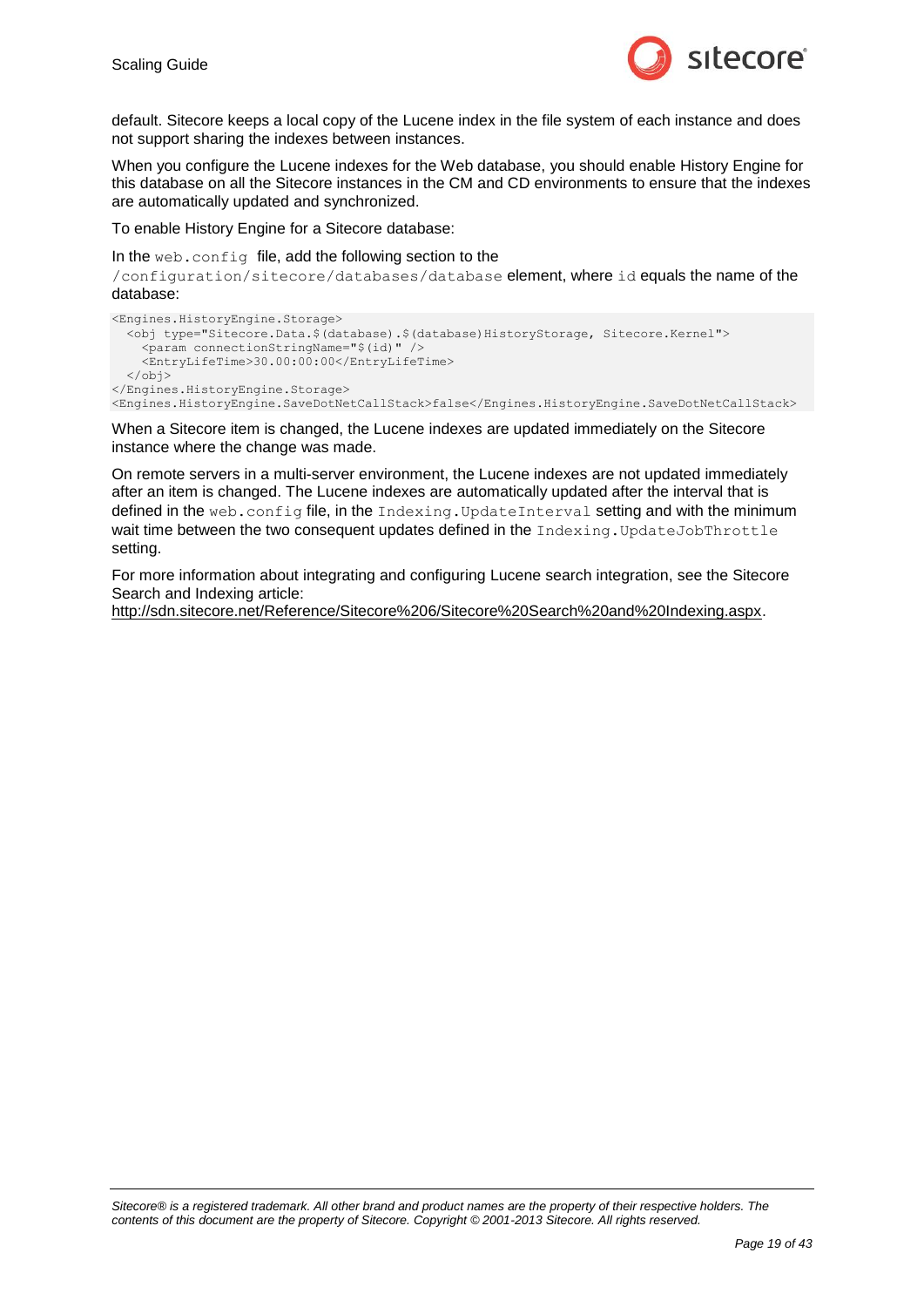default. Sitecore keeps a local copy of the Lucene index in the file system of each instance and does not support sharing the indexes between instances.

When you configure the Lucene indexes for the Web database, you should enable History Engine for this database on all the Sitecore instances in the CM and CD environments to ensure that the indexes are automatically updated and synchronized.

To enable History Engine for a Sitecore database:

In the `web.config` file, add the following section to the `/configuration/sitecore/databases/database` element, where `id` equals the name of the database:

```
<Engines.HistoryEngine.Storage>
  <obj type="Sitecore.Data.$(database).$(database)HistoryStorage, Sitecore.Kernel">
    <param connectionStringName="$(id)" />
    <EntryLifeTime>30.00:00:00</EntryLifeTime>
  </obj>
</Engines.HistoryEngine.Storage>
<Engines.HistoryEngine.SaveDotNetCallStack>false</Engines.HistoryEngine.SaveDotNetCallStack>
```

When a Sitecore item is changed, the Lucene indexes are updated immediately on the Sitecore instance where the change was made.

On remote servers in a multi-server environment, the Lucene indexes are not updated immediately after an item is changed. The Lucene indexes are automatically updated after the interval that is defined in the `web.config` file, in the `Indexing.UpdateInterval` setting and with the minimum wait time between the two consequent updates defined in the `Indexing.UpdateJobThrottle` setting.

For more information about integrating and configuring Lucene search integration, see the Sitecore Search and Indexing article: http://sdn.sitecore.net/Reference/Sitecore%206/Sitecore%20Search%20and%20Indexing.aspx.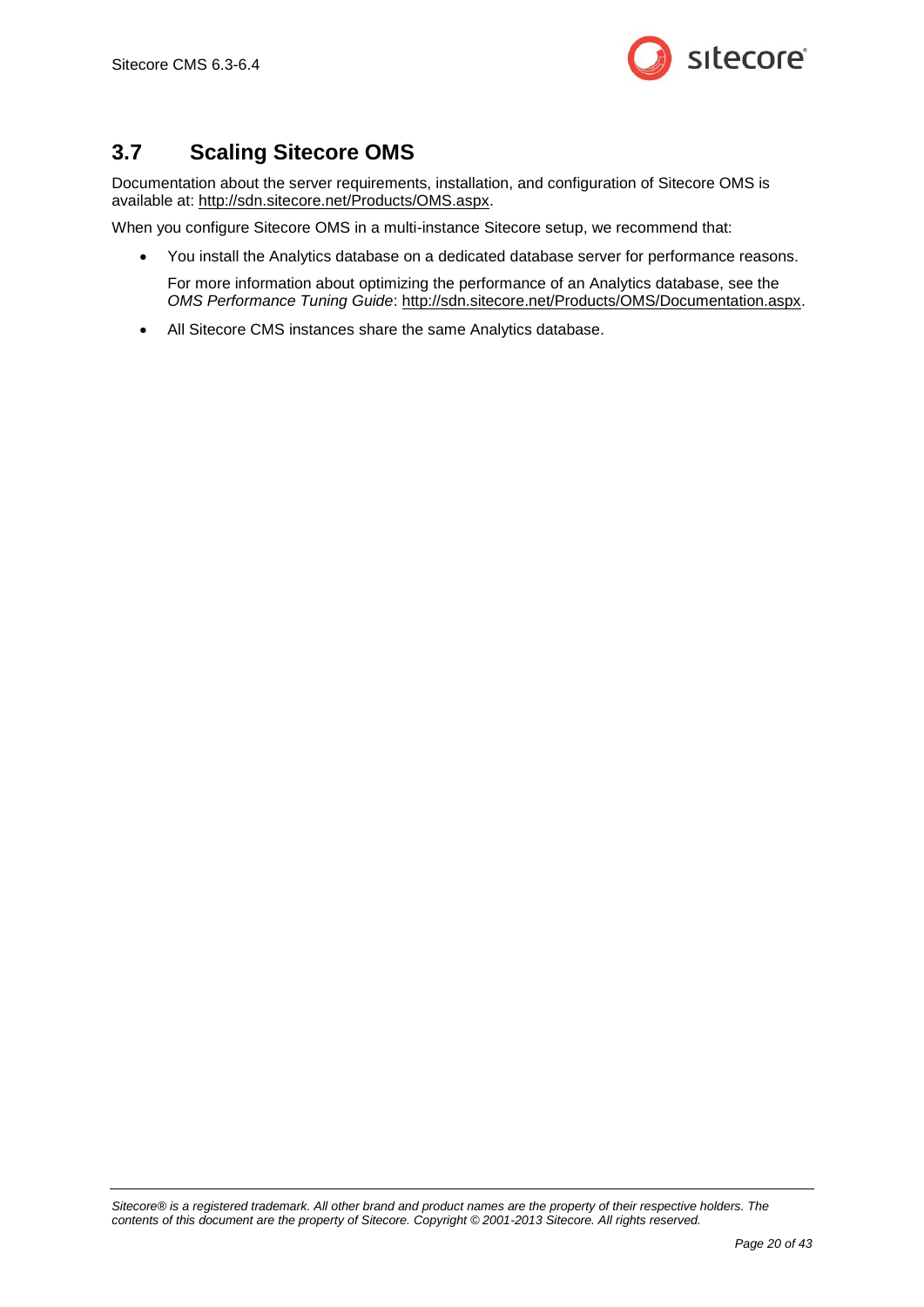## 3.7 Scaling Sitecore OMS

Documentation about the server requirements, installation, and configuration of Sitecore OMS is available at: http://sdn.sitecore.net/Products/OMS.aspx.

When you configure Sitecore OMS in a multi-instance Sitecore setup, we recommend that:

- You install the Analytics database on a dedicated database server for performance reasons.

  For more information about optimizing the performance of an Analytics database, see the *OMS Performance Tuning Guide*: http://sdn.sitecore.net/Products/OMS/Documentation.aspx.

- All Sitecore CMS instances share the same Analytics database.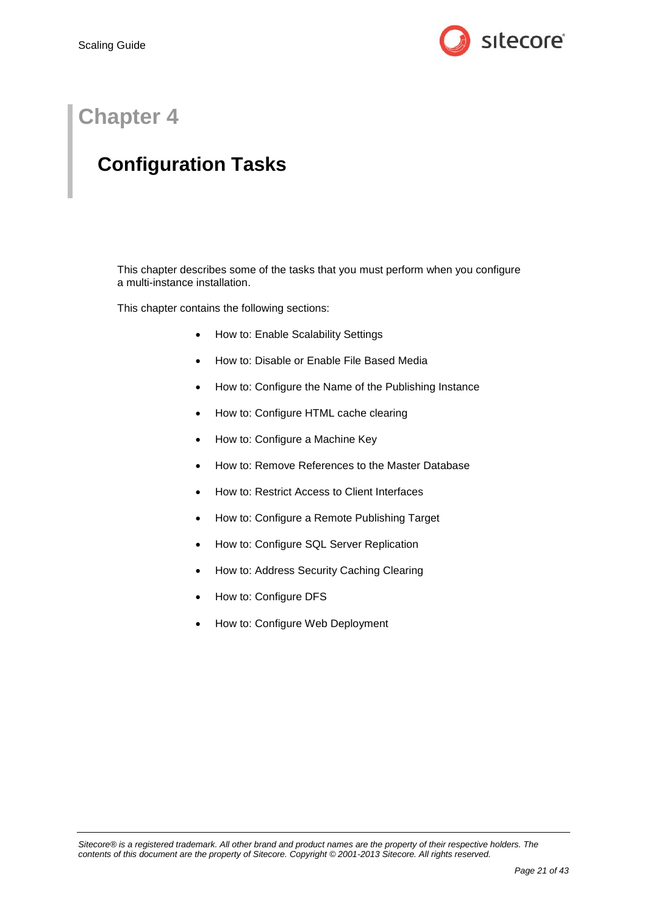# Chapter 4

## Configuration Tasks

This chapter describes some of the tasks that you must perform when you configure a multi-instance installation.

This chapter contains the following sections:

- How to: Enable Scalability Settings
- How to: Disable or Enable File Based Media
- How to: Configure the Name of the Publishing Instance
- How to: Configure HTML cache clearing
- How to: Configure a Machine Key
- How to: Remove References to the Master Database
- How to: Restrict Access to Client Interfaces
- How to: Configure a Remote Publishing Target
- How to: Configure SQL Server Replication
- How to: Address Security Caching Clearing
- How to: Configure DFS
- How to: Configure Web Deployment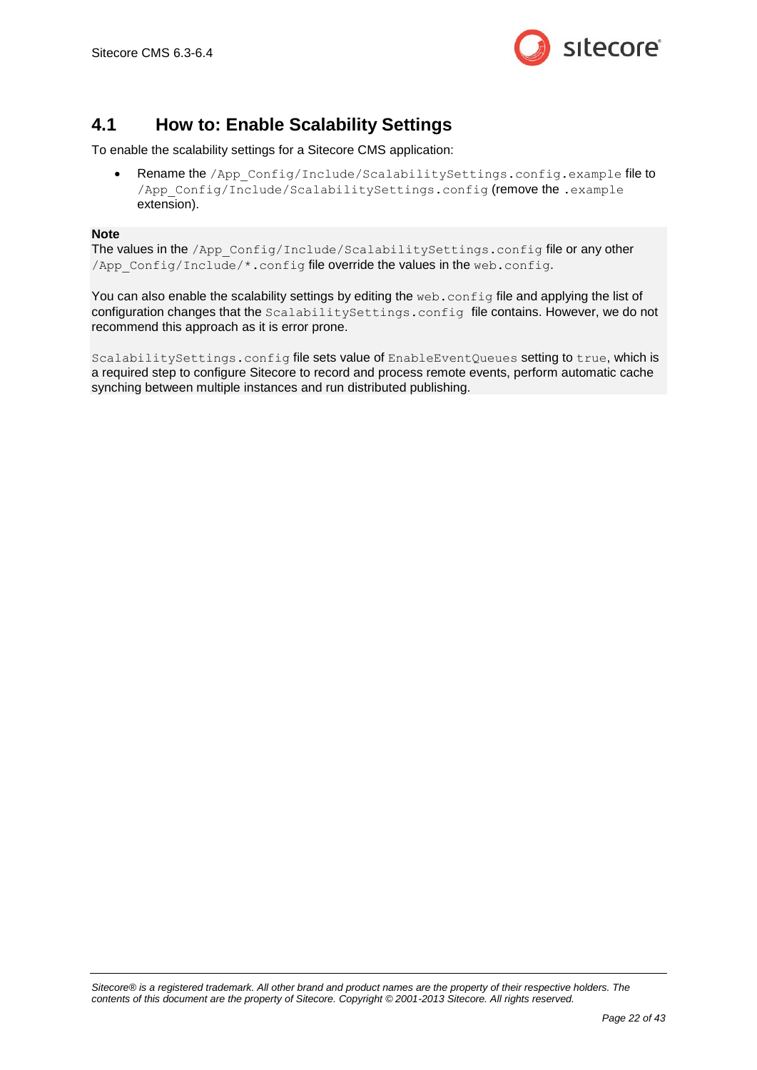## 4.1 How to: Enable Scalability Settings

To enable the scalability settings for a Sitecore CMS application:

- Rename the `/App_Config/Include/ScalabilitySettings.config.example` file to `/App_Config/Include/ScalabilitySettings.config` (remove the `.example` extension).

**Note**

The values in the `/App_Config/Include/ScalabilitySettings.config` file or any other `/App_Config/Include/*.config` file override the values in the `web.config`.

You can also enable the scalability settings by editing the `web.config` file and applying the list of configuration changes that the `ScalabilitySettings.config` file contains. However, we do not recommend this approach as it is error prone.

`ScalabilitySettings.config` file sets value of `EnableEventQueues` setting to `true`, which is a required step to configure Sitecore to record and process remote events, perform automatic cache synching between multiple instances and run distributed publishing.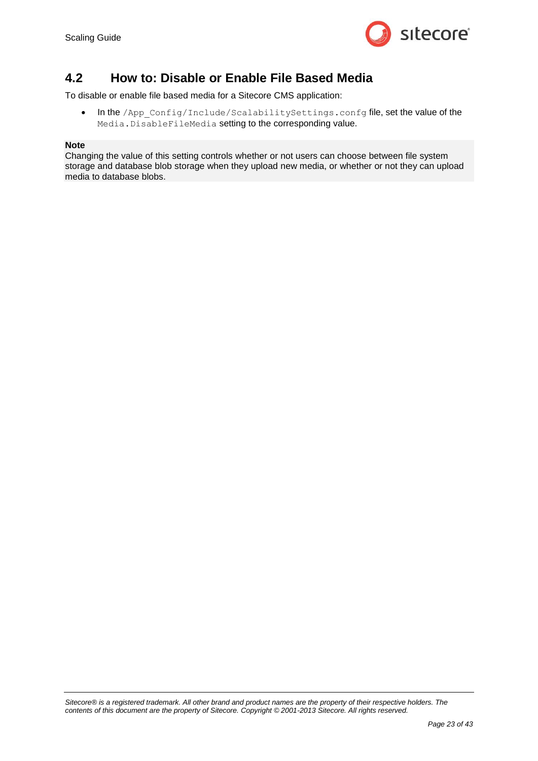## 4.2 How to: Disable or Enable File Based Media

To disable or enable file based media for a Sitecore CMS application:

- In the `/App_Config/Include/ScalabilitySettings.config` file, set the value of the `Media.DisableFileMedia` setting to the corresponding value.

**Note**
Changing the value of this setting controls whether or not users can choose between file system storage and database blob storage when they upload new media, or whether or not they can upload media to database blobs.

*Sitecore® is a registered trademark. All other brand and product names are the property of their respective holders. The contents of this document are the property of Sitecore. Copyright © 2001-2013 Sitecore. All rights reserved.*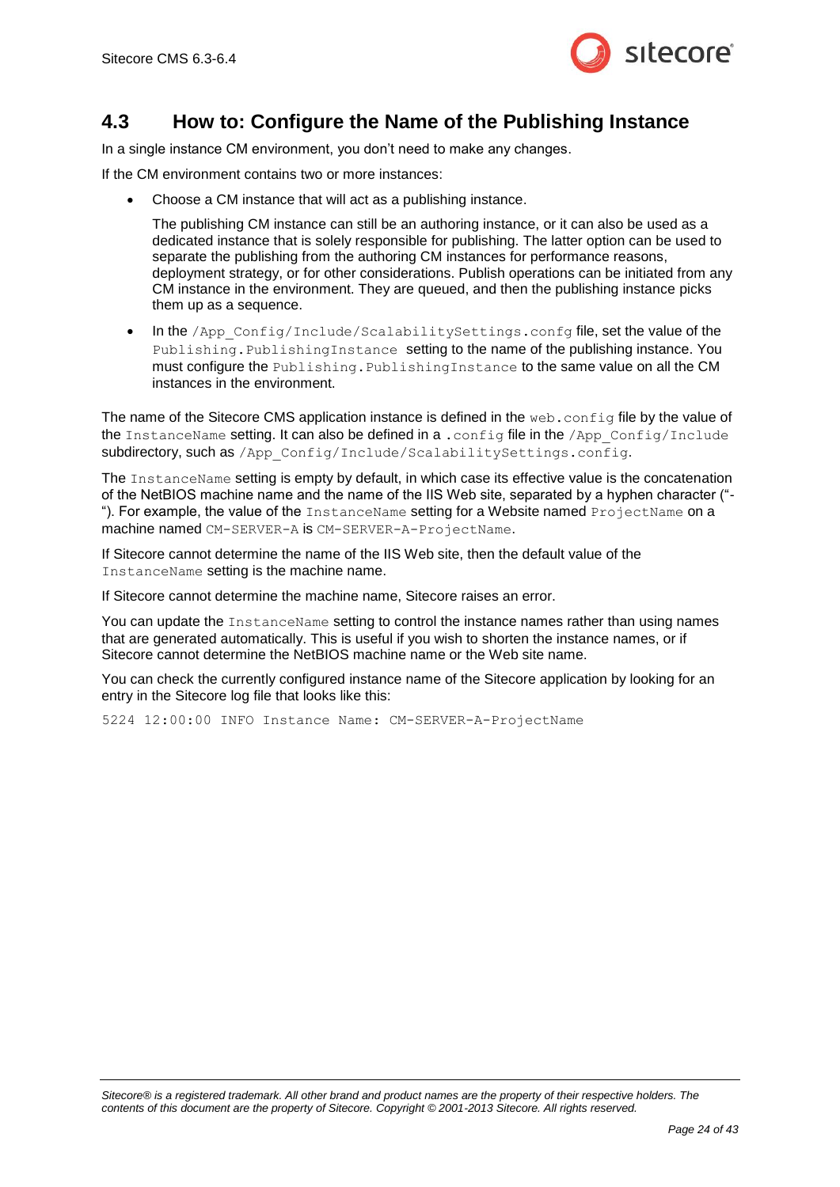## 4.3 How to: Configure the Name of the Publishing Instance

In a single instance CM environment, you don't need to make any changes.

If the CM environment contains two or more instances:

- Choose a CM instance that will act as a publishing instance.

  The publishing CM instance can still be an authoring instance, or it can also be used as a dedicated instance that is solely responsible for publishing. The latter option can be used to separate the publishing from the authoring CM instances for performance reasons, deployment strategy, or for other considerations. Publish operations can be initiated from any CM instance in the environment. They are queued, and then the publishing instance picks them up as a sequence.

- In the `/App_Config/Include/ScalabilitySettings.confg` file, set the value of the `Publishing.PublishingInstance` setting to the name of the publishing instance. You must configure the `Publishing.PublishingInstance` to the same value on all the CM instances in the environment.

The name of the Sitecore CMS application instance is defined in the `web.config` file by the value of the `InstanceName` setting. It can also be defined in a `.config` file in the `/App_Config/Include` subdirectory, such as `/App_Config/Include/ScalabilitySettings.config`.

The `InstanceName` setting is empty by default, in which case its effective value is the concatenation of the NetBIOS machine name and the name of the IIS Web site, separated by a hyphen character ("-"). For example, the value of the `InstanceName` setting for a Website named `ProjectName` on a machine named `CM-SERVER-A` is `CM-SERVER-A-ProjectName`.

If Sitecore cannot determine the name of the IIS Web site, then the default value of the `InstanceName` setting is the machine name.

If Sitecore cannot determine the machine name, Sitecore raises an error.

You can update the `InstanceName` setting to control the instance names rather than using names that are generated automatically. This is useful if you wish to shorten the instance names, or if Sitecore cannot determine the NetBIOS machine name or the Web site name.

You can check the currently configured instance name of the Sitecore application by looking for an entry in the Sitecore log file that looks like this:

```
5224 12:00:00 INFO Instance Name: CM-SERVER-A-ProjectName
```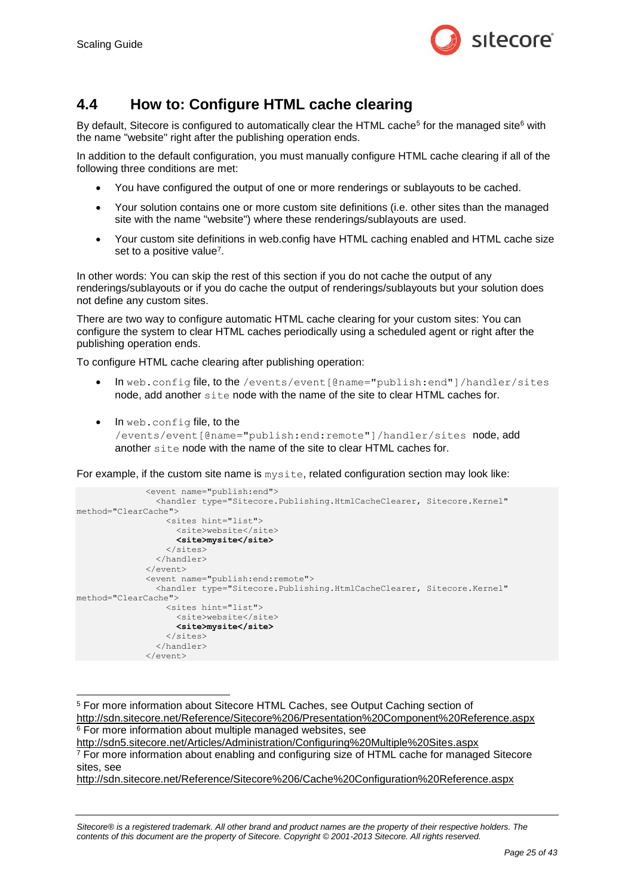## 4.4 How to: Configure HTML cache clearing

By default, Sitecore is configured to automatically clear the HTML cache[5] for the managed site[6] with the name "website" right after the publishing operation ends.

In addition to the default configuration, you must manually configure HTML cache clearing if all of the following three conditions are met:

- You have configured the output of one or more renderings or sublayouts to be cached.
- Your solution contains one or more custom site definitions (i.e. other sites than the managed site with the name "website") where these renderings/sublayouts are used.
- Your custom site definitions in web.config have HTML caching enabled and HTML cache size set to a positive value[7].

In other words: You can skip the rest of this section if you do not cache the output of any renderings/sublayouts or if you do cache the output of renderings/sublayouts but your solution does not define any custom sites.

There are two way to configure automatic HTML cache clearing for your custom sites: You can configure the system to clear HTML caches periodically using a scheduled agent or right after the publishing operation ends.

To configure HTML cache clearing after publishing operation:

- In `web.config` file, to the `/events/event[@name="publish:end"]/handler/sites` node, add another `site` node with the name of the site to clear HTML caches for.
- In `web.config` file, to the `/events/event[@name="publish:end:remote"]/handler/sites` node, add another `site` node with the name of the site to clear HTML caches for.

For example, if the custom site name is `mysite`, related configuration section may look like:

```
              <event name="publish:end">
                <handler type="Sitecore.Publishing.HtmlCacheClearer, Sitecore.Kernel"
method="ClearCache">
                  <sites hint="list">
                    <site>website</site>
                    <site>mysite</site>
                  </sites>
                </handler>
              </event>
              <event name="publish:end:remote">
                <handler type="Sitecore.Publishing.HtmlCacheClearer, Sitecore.Kernel"
method="ClearCache">
                  <sites hint="list">
                    <site>website</site>
                    <site>mysite</site>
                  </sites>
                </handler>
              </event>
```

---

[5] For more information about Sitecore HTML Caches, see Output Caching section of http://sdn.sitecore.net/Reference/Sitecore%206/Presentation%20Component%20Reference.aspx

[6] For more information about multiple managed websites, see http://sdn5.sitecore.net/Articles/Administration/Configuring%20Multiple%20Sites.aspx

[7] For more information about enabling and configuring size of HTML cache for managed Sitecore sites, see http://sdn.sitecore.net/Reference/Sitecore%206/Cache%20Configuration%20Reference.aspx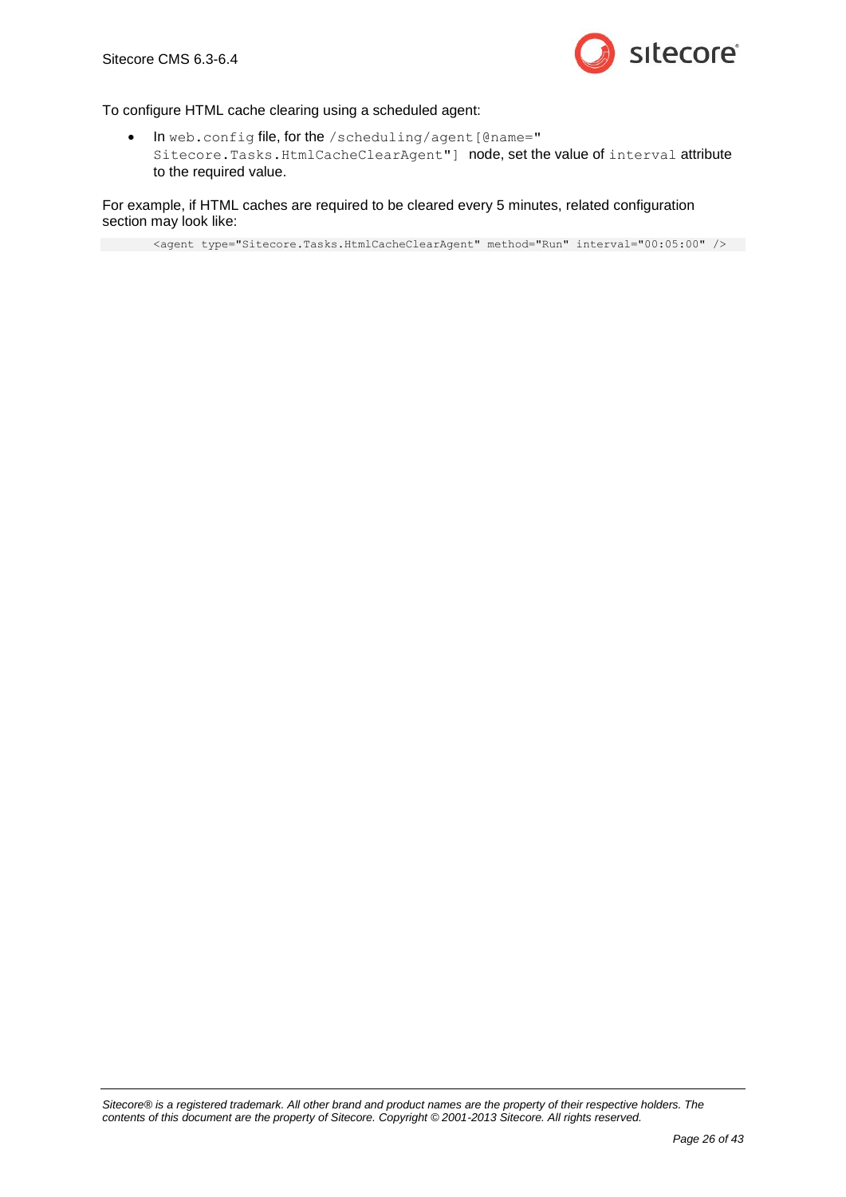To configure HTML cache clearing using a scheduled agent:

- In `web.config` file, for the `/scheduling/agent[@name="Sitecore.Tasks.HtmlCacheClearAgent"]` node, set the value of `interval` attribute to the required value.

For example, if HTML caches are required to be cleared every 5 minutes, related configuration section may look like:

```
<agent type="Sitecore.Tasks.HtmlCacheClearAgent" method="Run" interval="00:05:00" />
```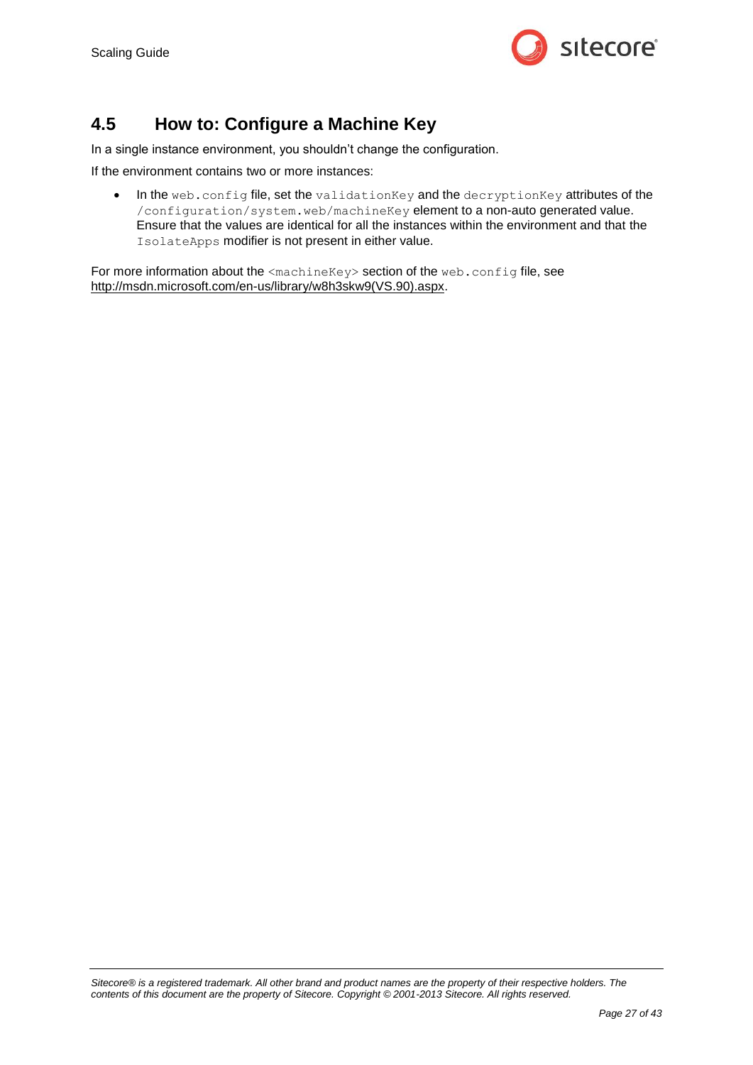## 4.5 How to: Configure a Machine Key

In a single instance environment, you shouldn't change the configuration.

If the environment contains two or more instances:

- In the `web.config` file, set the `validationKey` and the `decryptionKey` attributes of the `/configuration/system.web/machineKey` element to a non-auto generated value. Ensure that the values are identical for all the instances within the environment and that the `IsolateApps` modifier is not present in either value.

For more information about the `<machineKey>` section of the `web.config` file, see http://msdn.microsoft.com/en-us/library/w8h3skw9(VS.90).aspx.

*Sitecore® is a registered trademark. All other brand and product names are the property of their respective holders. The contents of this document are the property of Sitecore. Copyright © 2001-2013 Sitecore. All rights reserved.*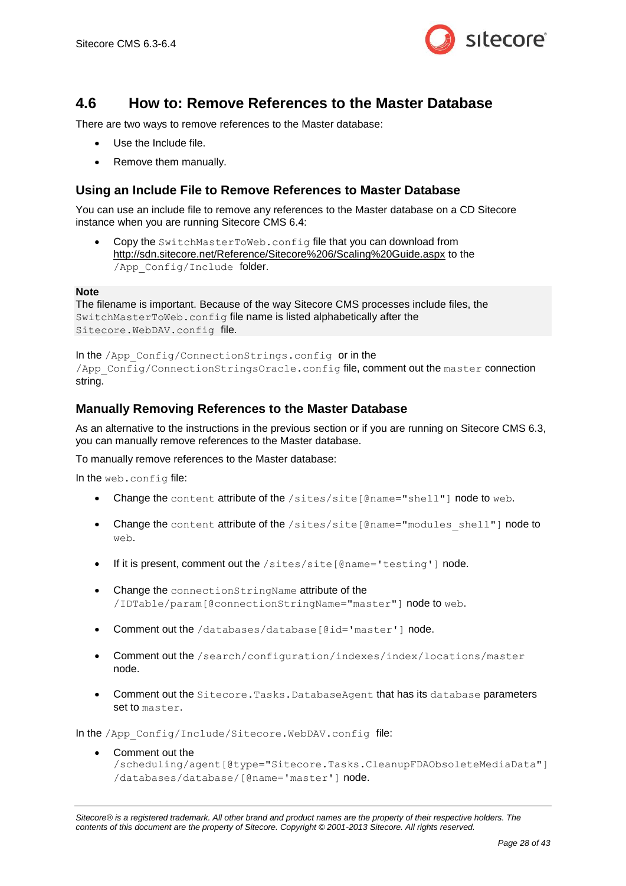## 4.6 How to: Remove References to the Master Database

There are two ways to remove references to the Master database:

- Use the Include file.
- Remove them manually.

### Using an Include File to Remove References to Master Database

You can use an include file to remove any references to the Master database on a CD Sitecore instance when you are running Sitecore CMS 6.4:

- Copy the `SwitchMasterToWeb.config` file that you can download from http://sdn.sitecore.net/Reference/Sitecore%206/Scaling%20Guide.aspx to the `/App_Config/Include` folder.

**Note**
The filename is important. Because of the way Sitecore CMS processes include files, the `SwitchMasterToWeb.config` file name is listed alphabetically after the `Sitecore.WebDAV.config` file.

In the `/App_Config/ConnectionStrings.config` or in the `/App_Config/ConnectionStringsOracle.config` file, comment out the `master` connection string.

### Manually Removing References to the Master Database

As an alternative to the instructions in the previous section or if you are running on Sitecore CMS 6.3, you can manually remove references to the Master database.

To manually remove references to the Master database:

In the `web.config` file:

- Change the `content` attribute of the `/sites/site[@name="shell"]` node to `web`.
- Change the `content` attribute of the `/sites/site[@name="modules_shell"]` node to `web`.
- If it is present, comment out the `/sites/site[@name='testing']` node.
- Change the `connectionStringName` attribute of the `/IDTable/param[@connectionStringName="master"]` node to `web`.
- Comment out the `/databases/database[@id='master']` node.
- Comment out the `/search/configuration/indexes/index/locations/master` node.
- Comment out the `Sitecore.Tasks.DatabaseAgent` that has its `database` parameters set to `master`.

In the `/App_Config/Include/Sitecore.WebDAV.config` file:

- Comment out the `/scheduling/agent[@type="Sitecore.Tasks.CleanupFDAObsoleteMediaData"]/databases/database/[@name='master']` node.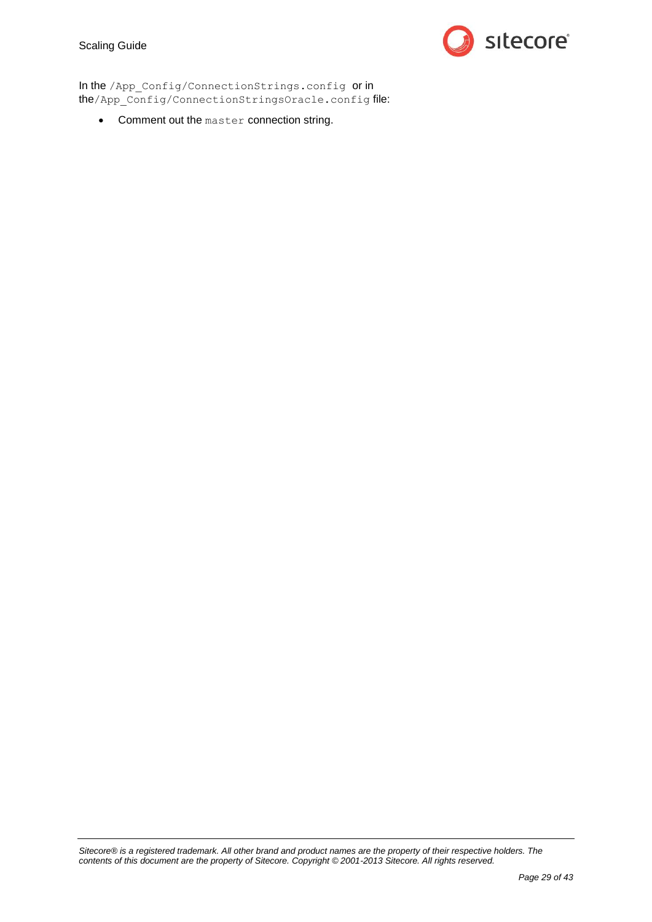In the `/App_Config/ConnectionStrings.config` or in the `/App_Config/ConnectionStringsOracle.config` file:

- Comment out the `master` connection string.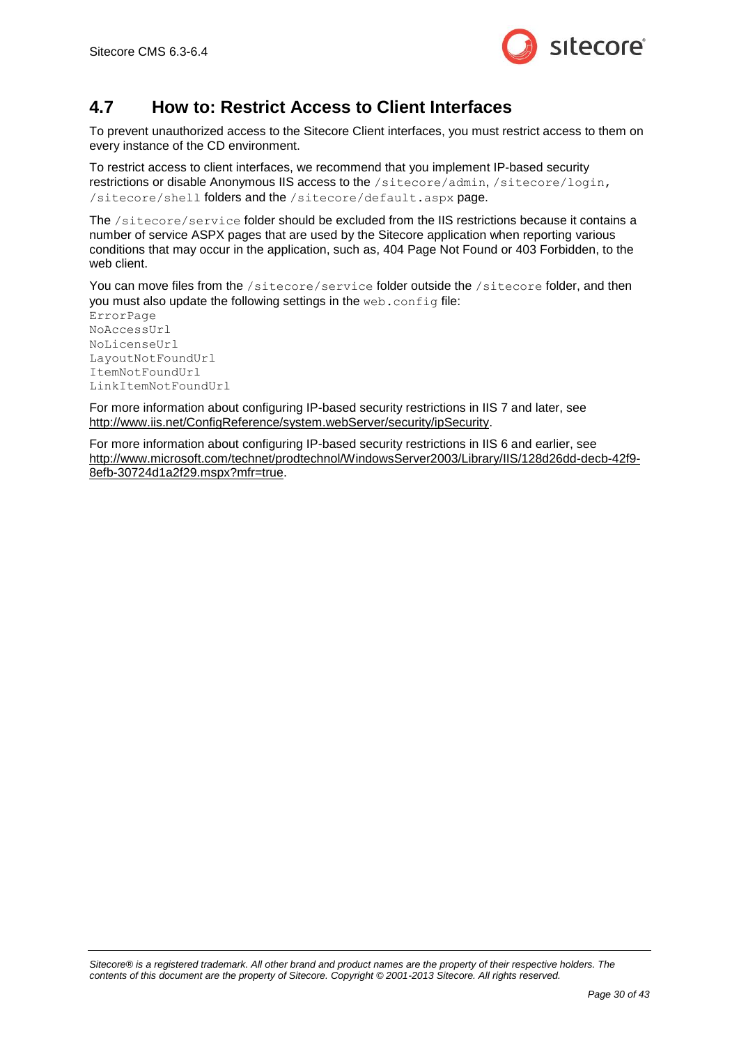## 4.7 How to: Restrict Access to Client Interfaces

To prevent unauthorized access to the Sitecore Client interfaces, you must restrict access to them on every instance of the CD environment.

To restrict access to client interfaces, we recommend that you implement IP-based security restrictions or disable Anonymous IIS access to the `/sitecore/admin`, `/sitecore/login`, `/sitecore/shell` folders and the `/sitecore/default.aspx` page.

The `/sitecore/service` folder should be excluded from the IIS restrictions because it contains a number of service ASPX pages that are used by the Sitecore application when reporting various conditions that may occur in the application, such as, 404 Page Not Found or 403 Forbidden, to the web client.

You can move files from the `/sitecore/service` folder outside the `/sitecore` folder, and then you must also update the following settings in the `web.config` file:

```
ErrorPage
NoAccessUrl
NoLicenseUrl
LayoutNotFoundUrl
ItemNotFoundUrl
LinkItemNotFoundUrl
```

For more information about configuring IP-based security restrictions in IIS 7 and later, see http://www.iis.net/ConfigReference/system.webServer/security/ipSecurity.

For more information about configuring IP-based security restrictions in IIS 6 and earlier, see http://www.microsoft.com/technet/prodtechnol/WindowsServer2003/Library/IIS/128d26dd-decb-42f9-8efb-30724d1a2f29.mspx?mfr=true.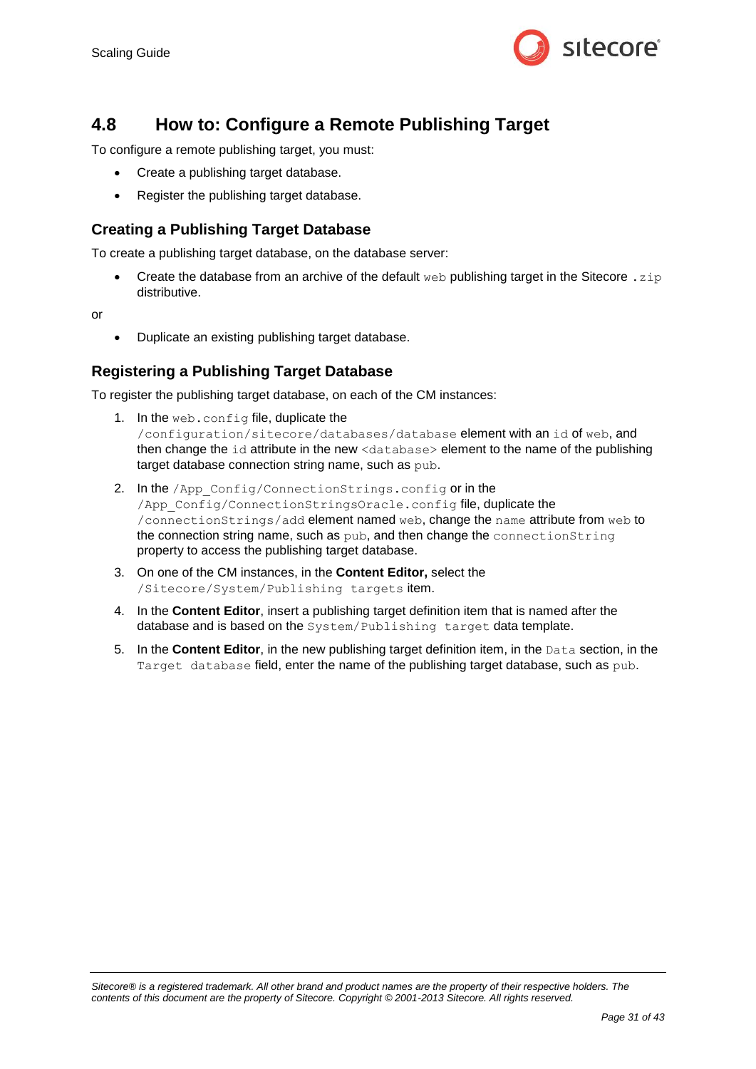## 4.8 How to: Configure a Remote Publishing Target

To configure a remote publishing target, you must:

- Create a publishing target database.
- Register the publishing target database.

### Creating a Publishing Target Database

To create a publishing target database, on the database server:

- Create the database from an archive of the default `web` publishing target in the Sitecore `.zip` distributive.

or

- Duplicate an existing publishing target database.

### Registering a Publishing Target Database

To register the publishing target database, on each of the CM instances:

1. In the `web.config` file, duplicate the `/configuration/sitecore/databases/database` element with an `id` of `web`, and then change the `id` attribute in the new `<database>` element to the name of the publishing target database connection string name, such as `pub`.
2. In the `/App_Config/ConnectionStrings.config` or in the `/App_Config/ConnectionStringsOracle.config` file, duplicate the `/connectionStrings/add` element named `web`, change the `name` attribute from `web` to the connection string name, such as `pub`, and then change the `connectionString` property to access the publishing target database.
3. On one of the CM instances, in the **Content Editor,** select the `/Sitecore/System/Publishing targets` item.
4. In the **Content Editor**, insert a publishing target definition item that is named after the database and is based on the `System/Publishing target` data template.
5. In the **Content Editor**, in the new publishing target definition item, in the `Data` section, in the `Target database` field, enter the name of the publishing target database, such as `pub`.

*Sitecore® is a registered trademark. All other brand and product names are the property of their respective holders. The contents of this document are the property of Sitecore. Copyright © 2001-2013 Sitecore. All rights reserved.*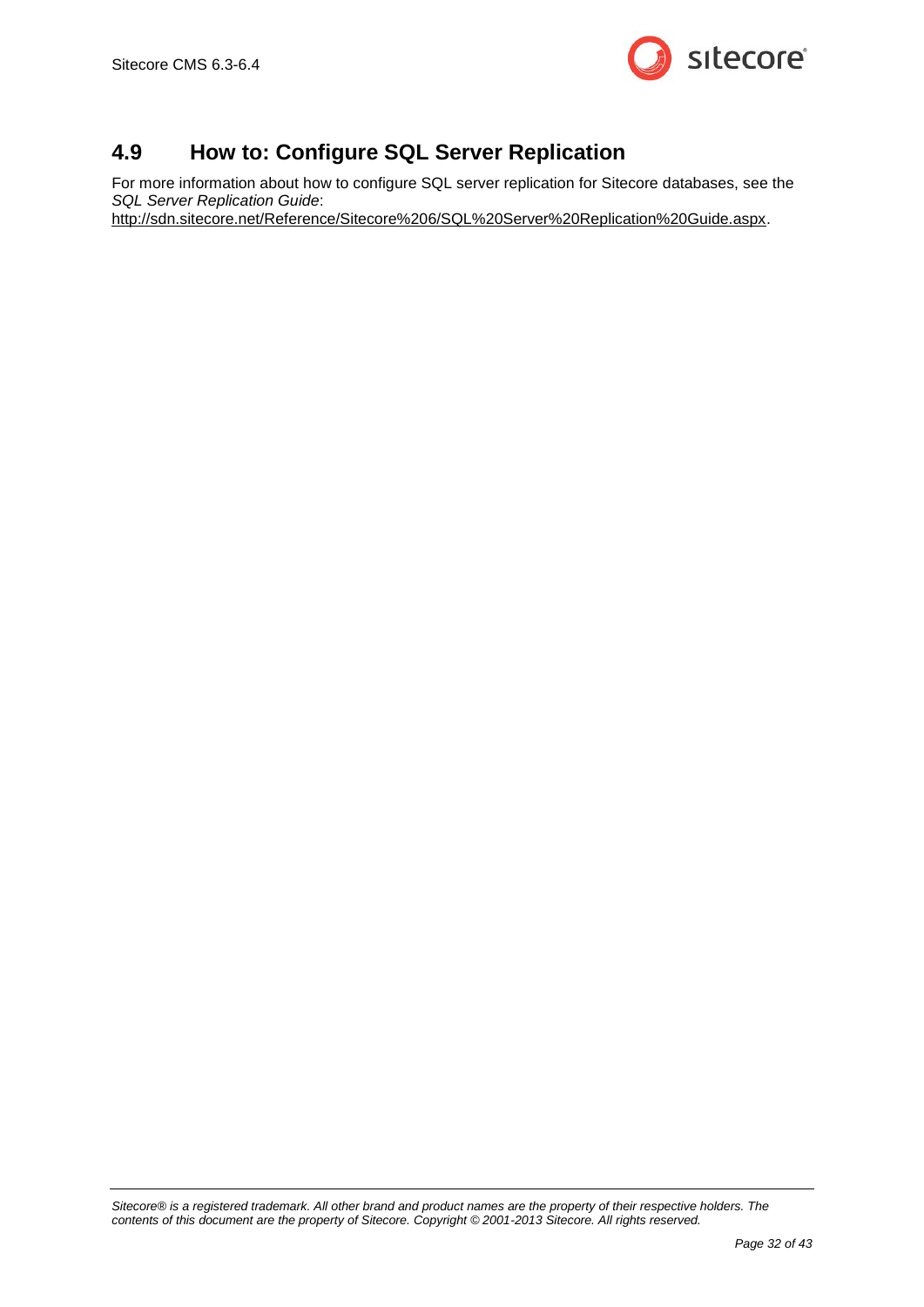## 4.9 How to: Configure SQL Server Replication

For more information about how to configure SQL server replication for Sitecore databases, see the *SQL Server Replication Guide*:
http://sdn.sitecore.net/Reference/Sitecore%206/SQL%20Server%20Replication%20Guide.aspx.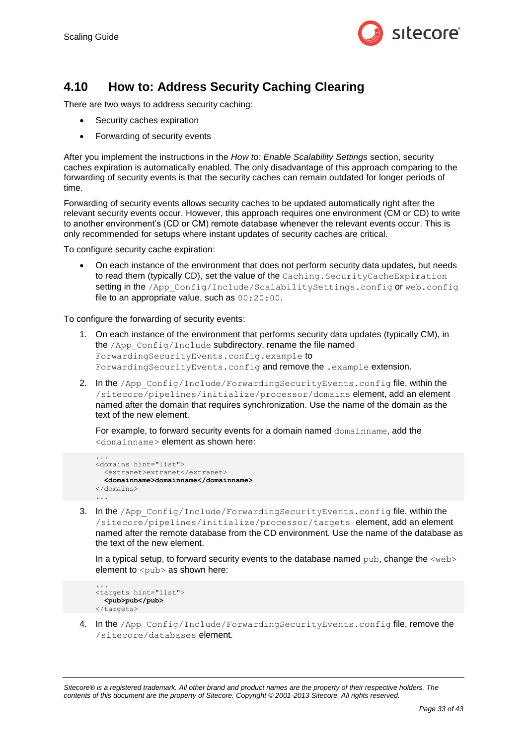## 4.10 How to: Address Security Caching Clearing

There are two ways to address security caching:

- Security caches expiration
- Forwarding of security events

After you implement the instructions in the *How to: Enable Scalability Settings* section, security caches expiration is automatically enabled. The only disadvantage of this approach comparing to the forwarding of security events is that the security caches can remain outdated for longer periods of time.

Forwarding of security events allows security caches to be updated automatically right after the relevant security events occur. However, this approach requires one environment (CM or CD) to write to another environment's (CD or CM) remote database whenever the relevant events occur. This is only recommended for setups where instant updates of security caches are critical.

To configure security cache expiration:

- On each instance of the environment that does not perform security data updates, but needs to read them (typically CD), set the value of the `Caching.SecurityCacheExpiration` setting in the `/App_Config/Include/ScalabilitySettings.config` or `web.config` file to an appropriate value, such as `00:20:00`.

To configure the forwarding of security events:

1. On each instance of the environment that performs security data updates (typically CM), in the `/App_Config/Include` subdirectory, rename the file named `ForwardingSecurityEvents.config.example` to `ForwardingSecurityEvents.config` and remove the `.example` extension.

2. In the `/App_Config/Include/ForwardingSecurityEvents.config` file, within the `/sitecore/pipelines/initialize/processor/domains` element, add an element named after the domain that requires synchronization. Use the name of the domain as the text of the new element.

   For example, to forward security events for a domain named `domainname`, add the `<domainname>` element as shown here:

   ```
   ...
   <domains hint="list">
     <extranet>extranet</extranet>
     <domainname>domainname</domainname>
   </domains>
   ...
   ```

3. In the `/App_Config/Include/ForwardingSecurityEvents.config` file, within the `/sitecore/pipelines/initialize/processor/targets` element, add an element named after the remote database from the CD environment. Use the name of the database as the text of the new element.

   In a typical setup, to forward security events to the database named `pub`, change the `<web>` element to `<pub>` as shown here:

   ```
   ...
   <targets hint="list">
     <pub>pub</pub>
   </targets>
   ```

4. In the `/App_Config/Include/ForwardingSecurityEvents.config` file, remove the `/sitecore/databases` element.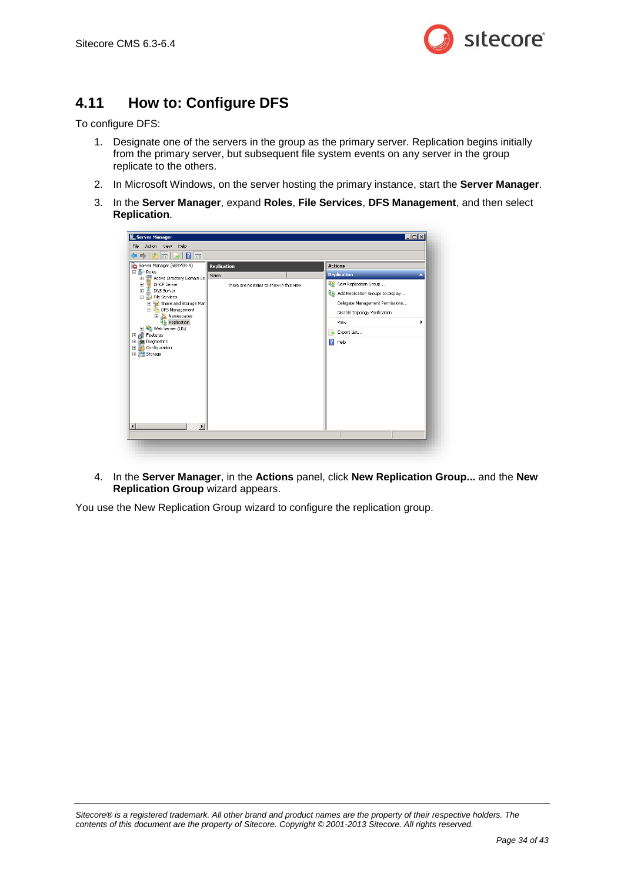## 4.11 How to: Configure DFS

To configure DFS:

1. Designate one of the servers in the group as the primary server. Replication begins initially from the primary server, but subsequent file system events on any server in the group replicate to the others.

2. In Microsoft Windows, on the server hosting the primary instance, start the **Server Manager**.

3. In the **Server Manager**, expand **Roles**, **File Services**, **DFS Management**, and then select **Replication**.

4. In the **Server Manager**, in the **Actions** panel, click **New Replication Group...** and the **New Replication Group** wizard appears.

You use the New Replication Group wizard to configure the replication group.

*Sitecore® is a registered trademark. All other brand and product names are the property of their respective holders. The contents of this document are the property of Sitecore. Copyright © 2001-2013 Sitecore. All rights reserved.*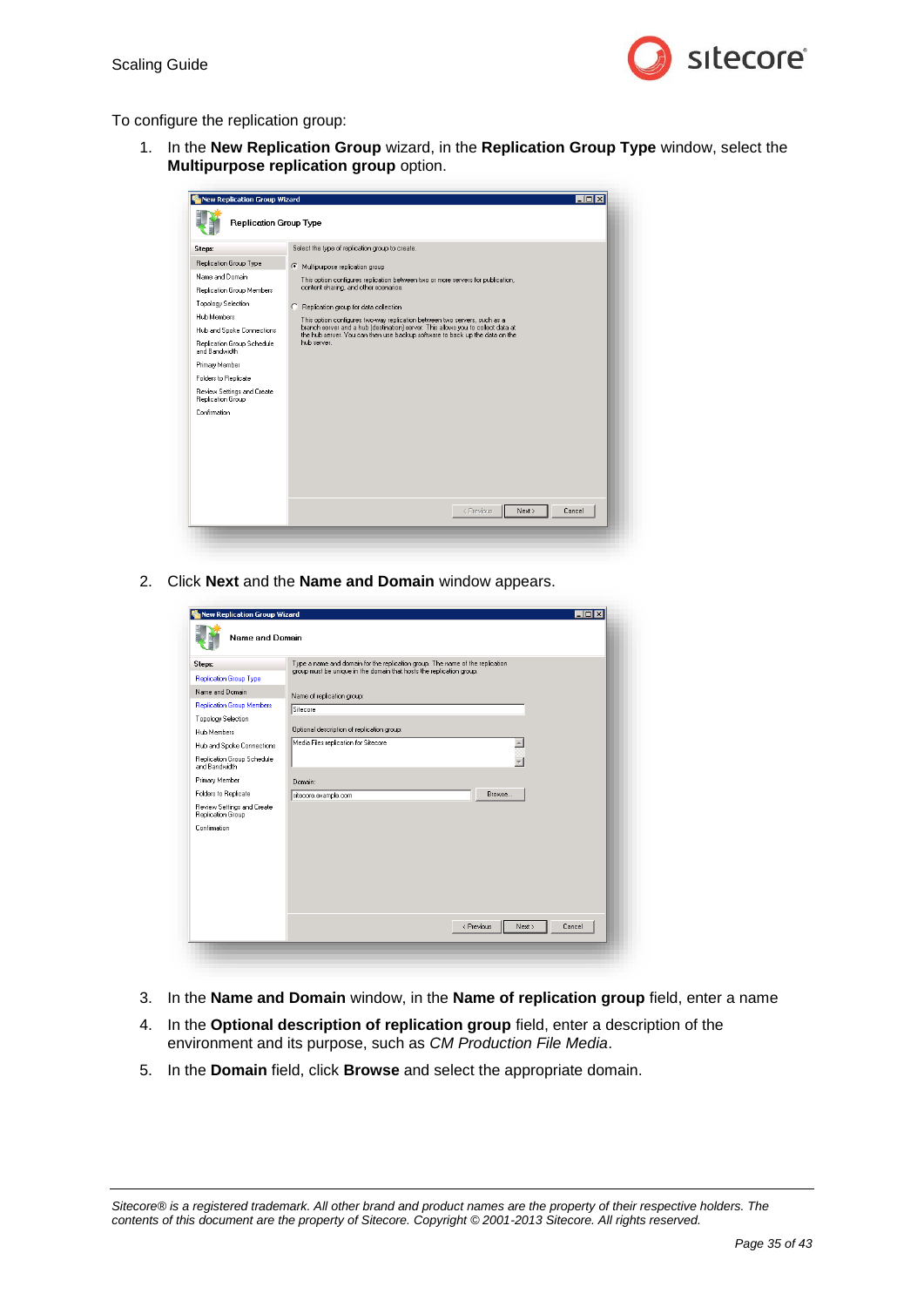To configure the replication group:

1. In the **New Replication Group** wizard, in the **Replication Group Type** window, select the **Multipurpose replication group** option.

2. Click **Next** and the **Name and Domain** window appears.

3. In the **Name and Domain** window, in the **Name of replication group** field, enter a name

4. In the **Optional description of replication group** field, enter a description of the environment and its purpose, such as *CM Production File Media*.

5. In the **Domain** field, click **Browse** and select the appropriate domain.

*Sitecore® is a registered trademark. All other brand and product names are the property of their respective holders. The contents of this document are the property of Sitecore. Copyright © 2001-2013 Sitecore. All rights reserved.*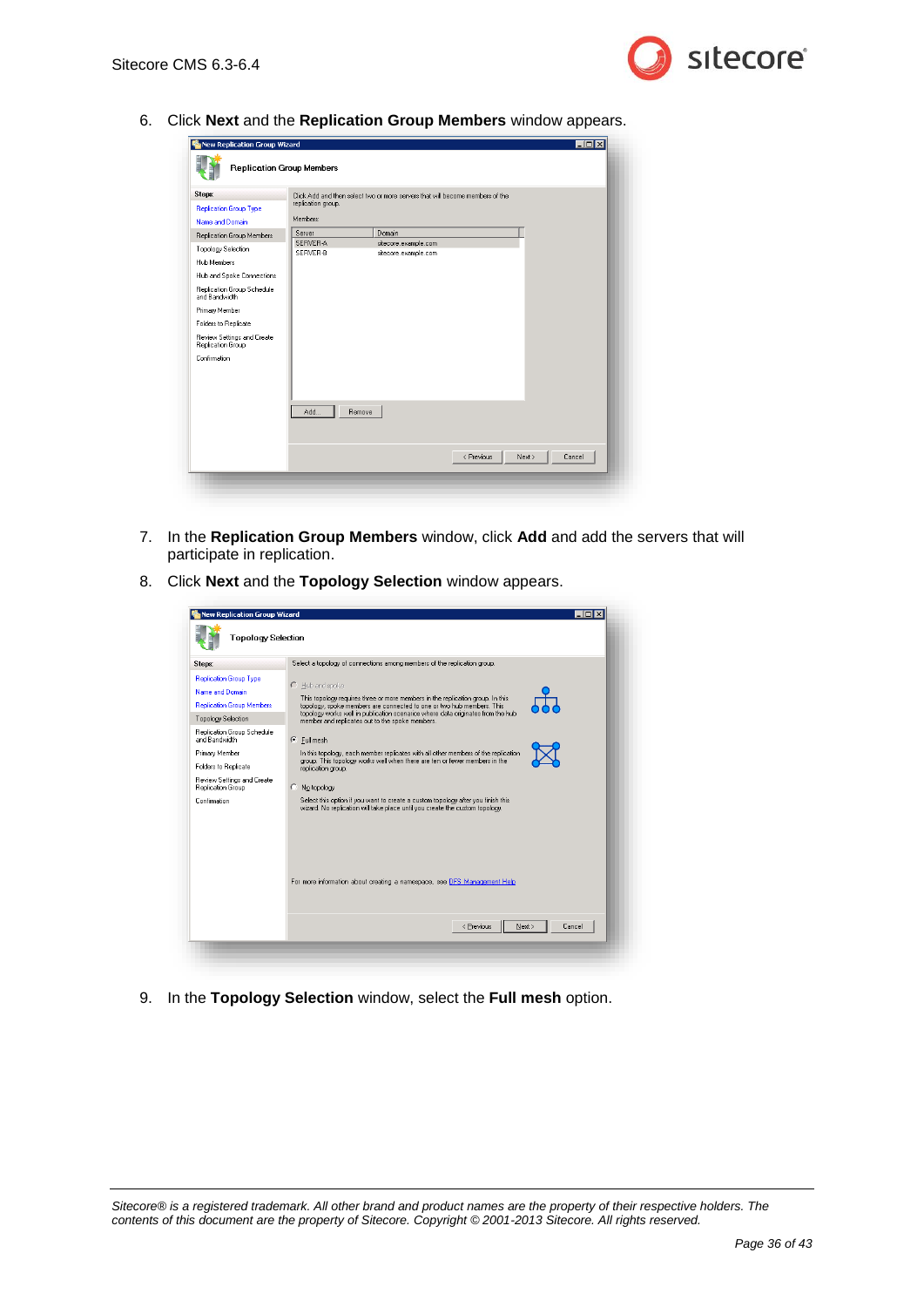6. Click **Next** and the **Replication Group Members** window appears.

7. In the **Replication Group Members** window, click **Add** and add the servers that will participate in replication.

8. Click **Next** and the **Topology Selection** window appears.

9. In the **Topology Selection** window, select the **Full mesh** option.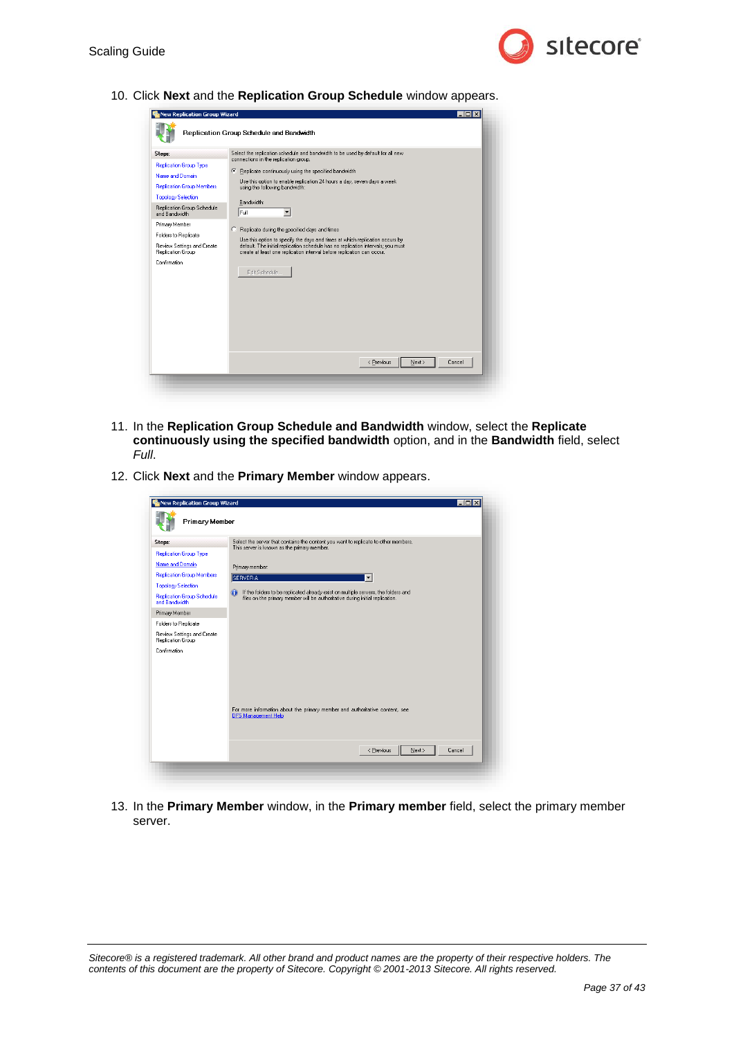10. Click **Next** and the **Replication Group Schedule** window appears.

11. In the **Replication Group Schedule and Bandwidth** window, select the **Replicate continuously using the specified bandwidth** option, and in the **Bandwidth** field, select *Full*.

12. Click **Next** and the **Primary Member** window appears.

13. In the **Primary Member** window, in the **Primary member** field, select the primary member server.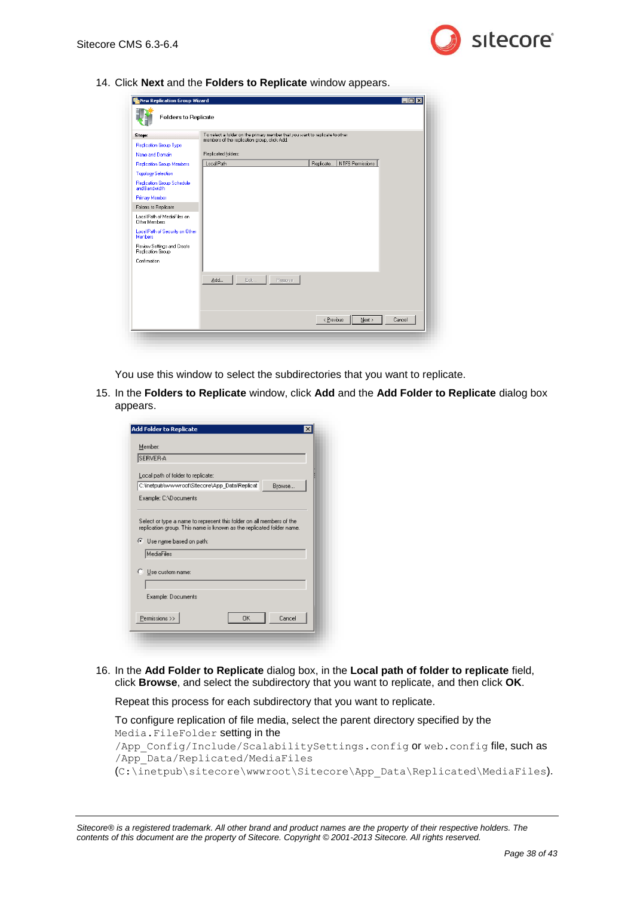14. Click **Next** and the **Folders to Replicate** window appears.

    You use this window to select the subdirectories that you want to replicate.

15. In the **Folders to Replicate** window, click **Add** and the **Add Folder to Replicate** dialog box appears.

16. In the **Add Folder to Replicate** dialog box, in the **Local path of folder to replicate** field, click **Browse**, and select the subdirectory that you want to replicate, and then click **OK**.

    Repeat this process for each subdirectory that you want to replicate.

    To configure replication of file media, select the parent directory specified by the `Media.FileFolder` setting in the `/App_Config/Include/ScalabilitySettings.config` or `web.config` file, such as `/App_Data/Replicated/MediaFiles` (`C:\inetpub\sitecore\wwwroot\Sitecore\App_Data\Replicated\MediaFiles`).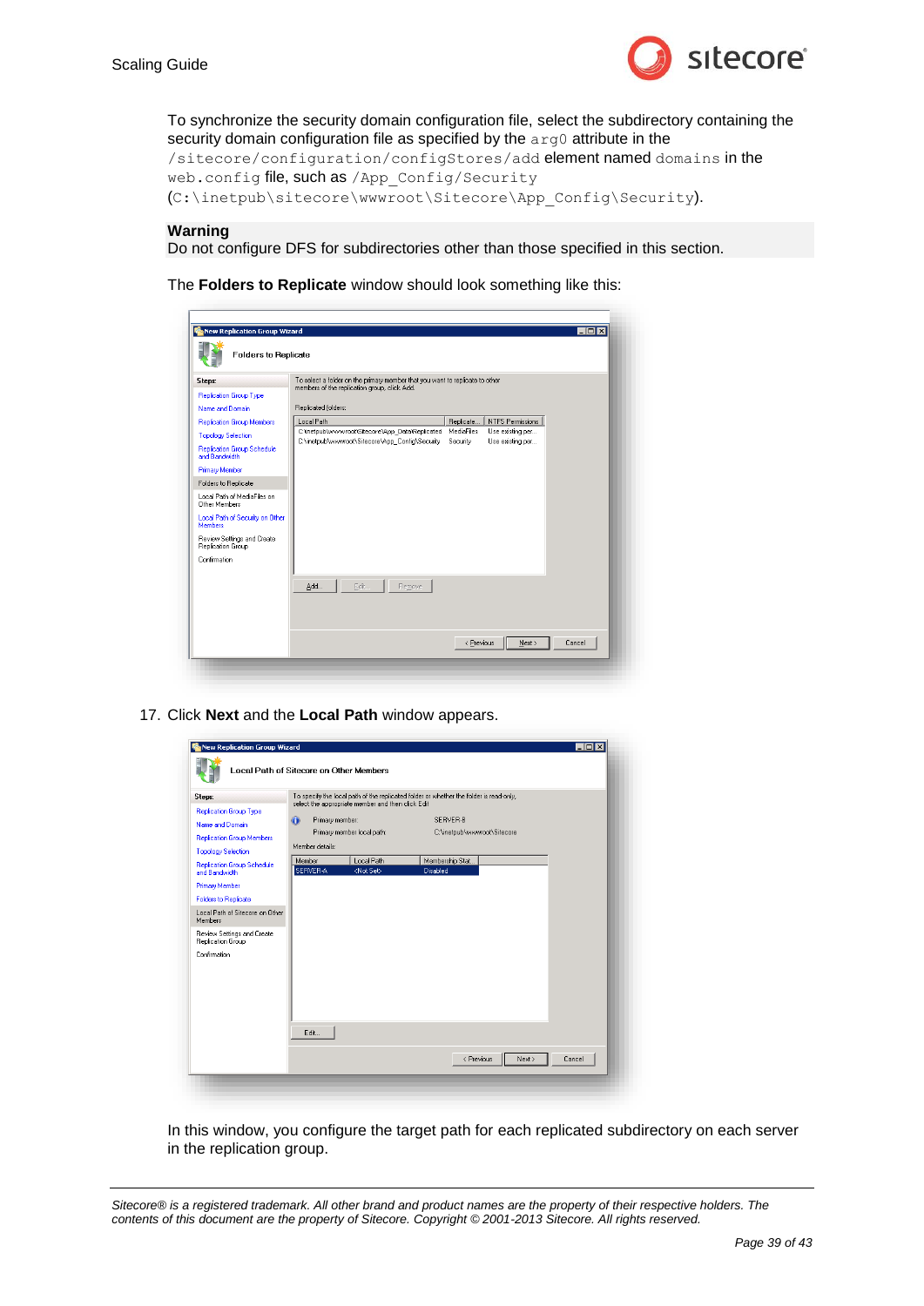To synchronize the security domain configuration file, select the subdirectory containing the security domain configuration file as specified by the `arg0` attribute in the `/sitecore/configuration/configStores/add` element named `domains` in the `web.config` file, such as `/App_Config/Security` (`C:\inetpub\sitecore\wwwroot\Sitecore\App_Config\Security`).

**Warning**
Do not configure DFS for subdirectories other than those specified in this section.

The **Folders to Replicate** window should look something like this:

17. Click **Next** and the **Local Path** window appears.

In this window, you configure the target path for each replicated subdirectory on each server in the replication group.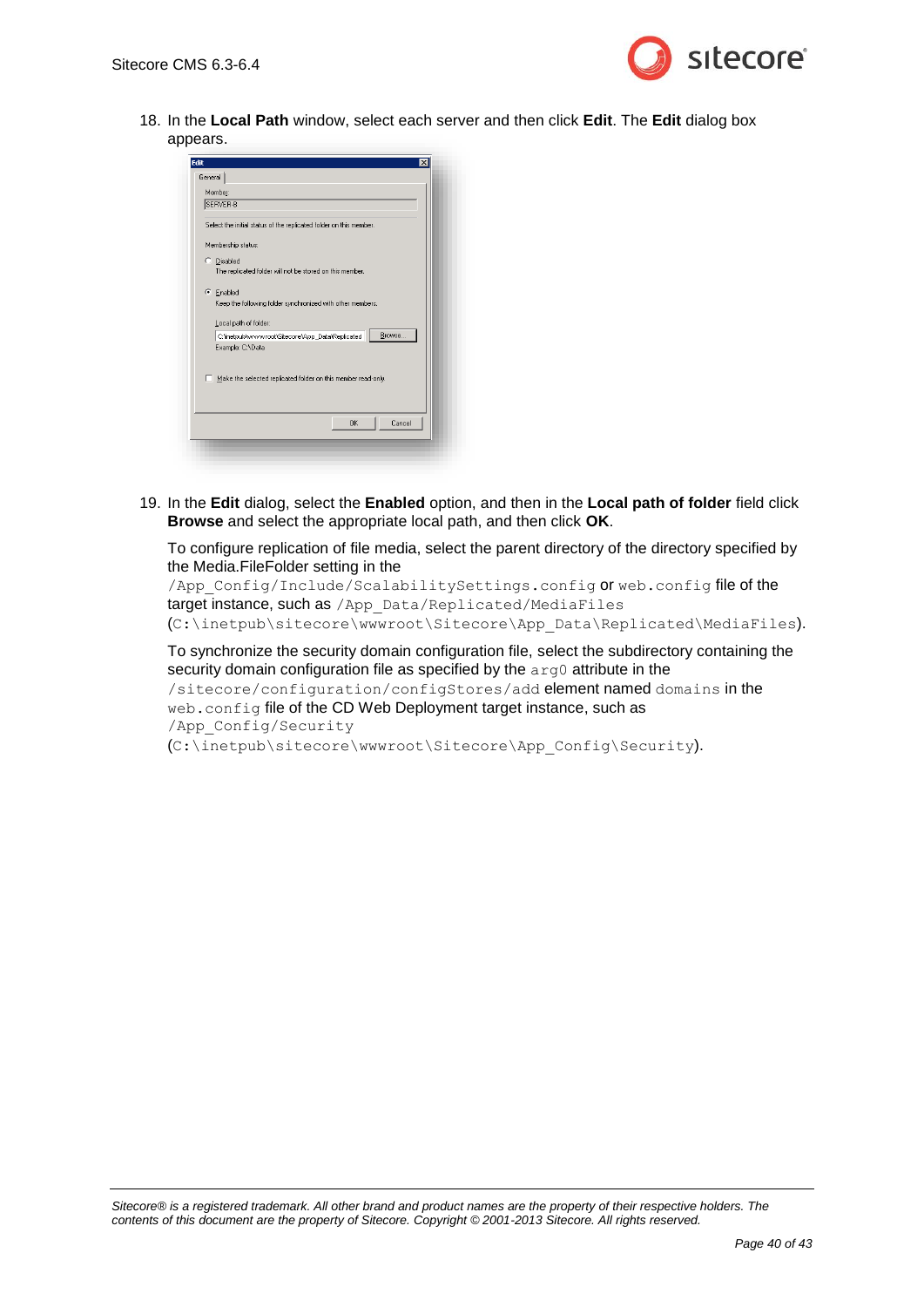18. In the **Local Path** window, select each server and then click **Edit**. The **Edit** dialog box appears.

19. In the **Edit** dialog, select the **Enabled** option, and then in the **Local path of folder** field click **Browse** and select the appropriate local path, and then click **OK**.

    To configure replication of file media, select the parent directory of the directory specified by the Media.FileFolder setting in the `/App_Config/Include/ScalabilitySettings.config` or `web.config` file of the target instance, such as `/App_Data/Replicated/MediaFiles` (`C:\inetpub\sitecore\wwwroot\Sitecore\App_Data\Replicated\MediaFiles`).

    To synchronize the security domain configuration file, select the subdirectory containing the security domain configuration file as specified by the `arg0` attribute in the `/sitecore/configuration/configStores/add` element named `domains` in the `web.config` file of the CD Web Deployment target instance, such as `/App_Config/Security` (`C:\inetpub\sitecore\wwwroot\Sitecore\App_Config\Security`).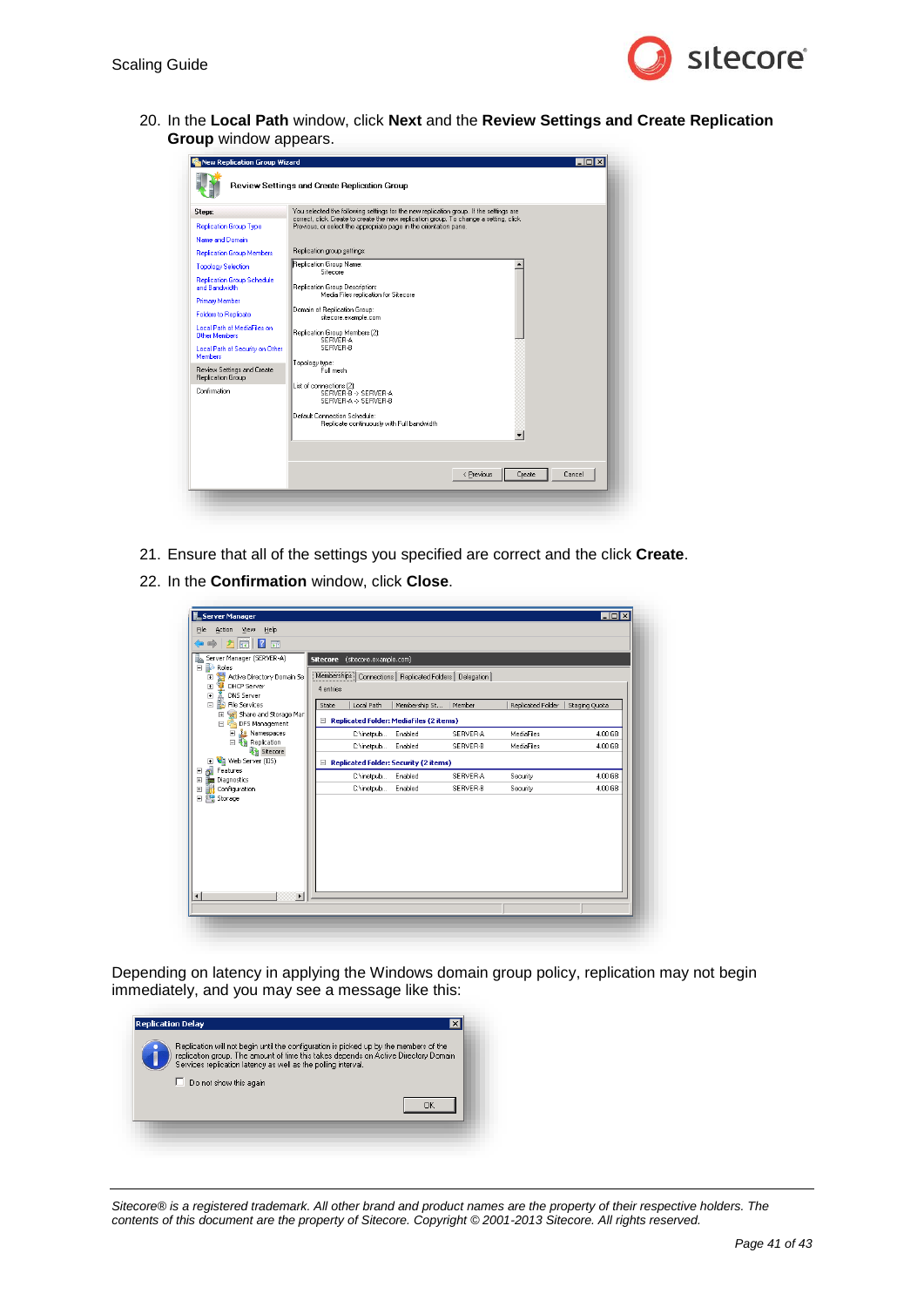20. In the **Local Path** window, click **Next** and the **Review Settings and Create Replication Group** window appears.

21. Ensure that all of the settings you specified are correct and the click **Create**.

22. In the **Confirmation** window, click **Close**.

Depending on latency in applying the Windows domain group policy, replication may not begin immediately, and you may see a message like this: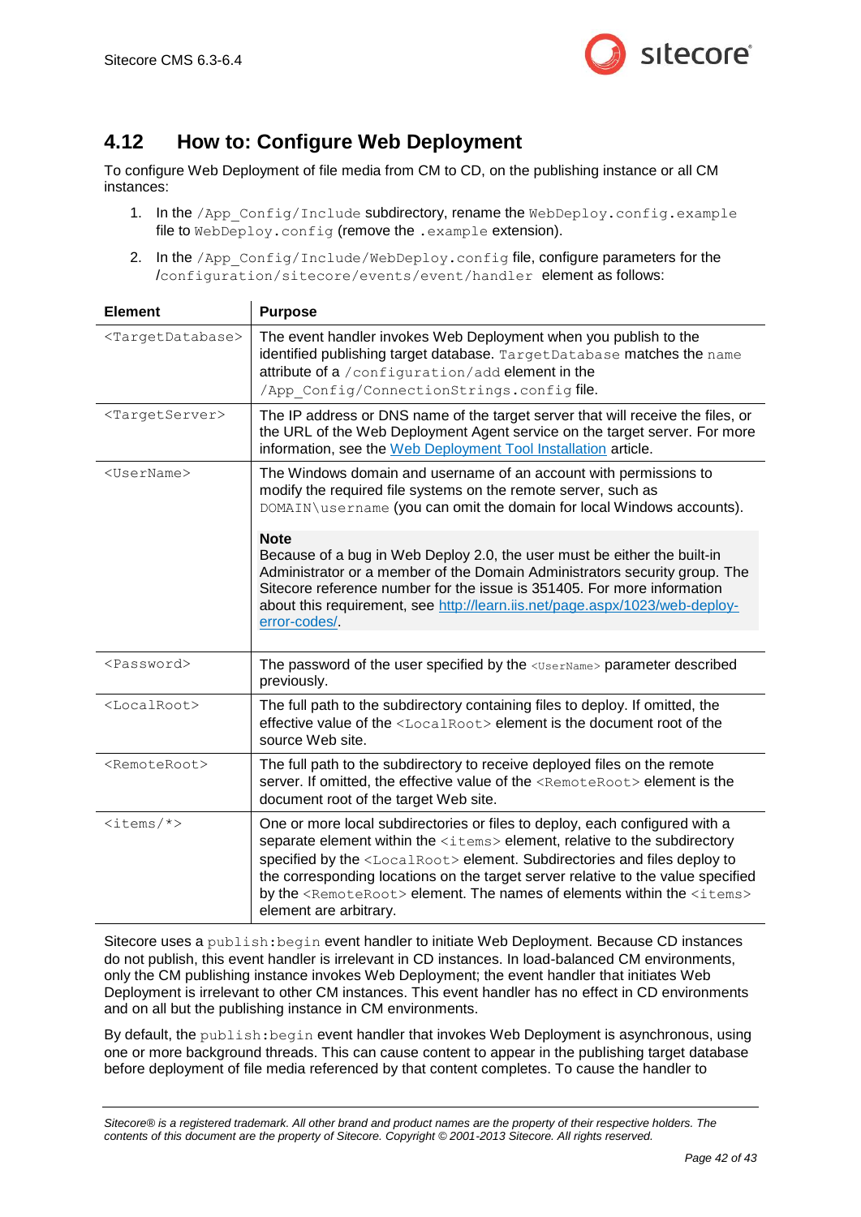## 4.12 How to: Configure Web Deployment

To configure Web Deployment of file media from CM to CD, on the publishing instance or all CM instances:

1. In the `/App_Config/Include` subdirectory, rename the `WebDeploy.config.example` file to `WebDeploy.config` (remove the `.example` extension).
2. In the `/App_Config/Include/WebDeploy.config` file, configure parameters for the `/configuration/sitecore/events/event/handler` element as follows:

| Element | Purpose |
|---|---|
| `<TargetDatabase>` | The event handler invokes Web Deployment when you publish to the identified publishing target database. `TargetDatabase` matches the `name` attribute of a `/configuration/add` element in the `/App_Config/ConnectionStrings.config` file. |
| `<TargetServer>` | The IP address or DNS name of the target server that will receive the files, or the URL of the Web Deployment Agent service on the target server. For more information, see the Web Deployment Tool Installation article. |
| `<UserName>` | The Windows domain and username of an account with permissions to modify the required file systems on the remote server, such as `DOMAIN\username` (you can omit the domain for local Windows accounts).<br><br>**Note**<br>Because of a bug in Web Deploy 2.0, the user must be either the built-in Administrator or a member of the Domain Administrators security group. The Sitecore reference number for the issue is 351405. For more information about this requirement, see http://learn.iis.net/page.aspx/1023/web-deploy-error-codes/. |
| `<Password>` | The password of the user specified by the `<UserName>` parameter described previously. |
| `<LocalRoot>` | The full path to the subdirectory containing files to deploy. If omitted, the effective value of the `<LocalRoot>` element is the document root of the source Web site. |
| `<RemoteRoot>` | The full path to the subdirectory to receive deployed files on the remote server. If omitted, the effective value of the `<RemoteRoot>` element is the document root of the target Web site. |
| `<items/*>` | One or more local subdirectories or files to deploy, each configured with a separate element within the `<items>` element, relative to the subdirectory specified by the `<LocalRoot>` element. Subdirectories and files deploy to the corresponding locations on the target server relative to the value specified by the `<RemoteRoot>` element. The names of elements within the `<items>` element are arbitrary. |

Sitecore uses a `publish:begin` event handler to initiate Web Deployment. Because CD instances do not publish, this event handler is irrelevant in CD instances. In load-balanced CM environments, only the CM publishing instance invokes Web Deployment; the event handler that initiates Web Deployment is irrelevant to other CM instances. This event handler has no effect in CD environments and on all but the publishing instance in CM environments.

By default, the `publish:begin` event handler that invokes Web Deployment is asynchronous, using one or more background threads. This can cause content to appear in the publishing target database before deployment of file media referenced by that content completes. To cause the handler to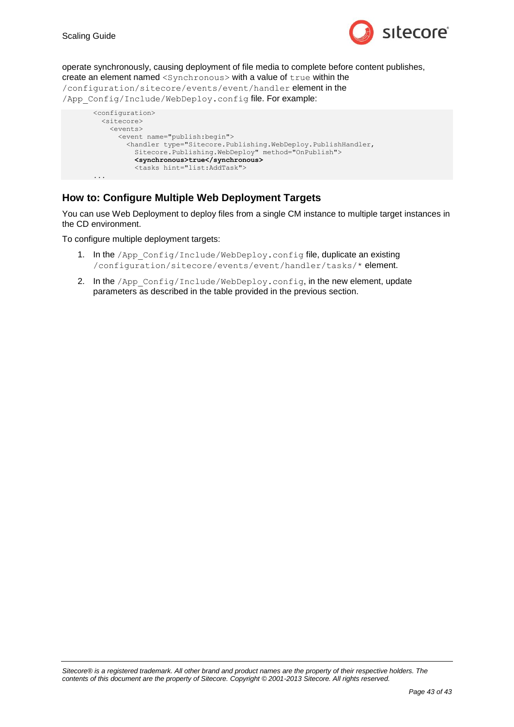operate synchronously, causing deployment of file media to complete before content publishes, create an element named `<Synchronous>` with a value of `true` within the `/configuration/sitecore/events/event/handler` element in the `/App_Config/Include/WebDeploy.config` file. For example:

```
<configuration>
  <sitecore>
    <events>
      <event name="publish:begin">
        <handler type="Sitecore.Publishing.WebDeploy.PublishHandler,
          Sitecore.Publishing.WebDeploy" method="OnPublish">
          <synchronous>true</synchronous>
          <tasks hint="list:AddTask">
...
```

### How to: Configure Multiple Web Deployment Targets

You can use Web Deployment to deploy files from a single CM instance to multiple target instances in the CD environment.

To configure multiple deployment targets:

1. In the `/App_Config/Include/WebDeploy.config` file, duplicate an existing `/configuration/sitecore/events/event/handler/tasks/*` element.
2. In the `/App_Config/Include/WebDeploy.config`, in the new element, update parameters as described in the table provided in the previous section.

*Sitecore® is a registered trademark. All other brand and product names are the property of their respective holders. The contents of this document are the property of Sitecore. Copyright © 2001-2013 Sitecore. All rights reserved.*